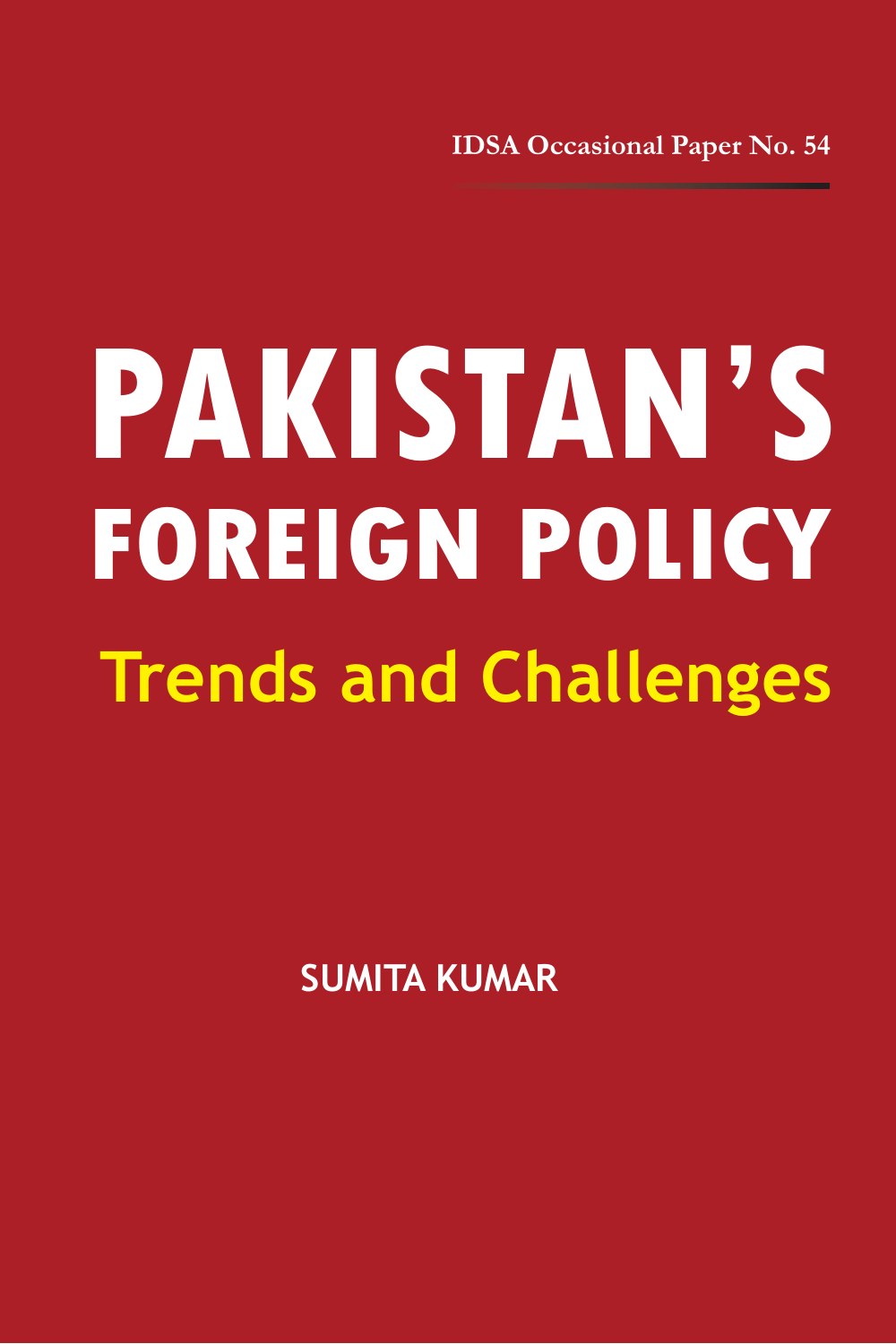IDSA Occasional Paper No. 54

# PAKISTAN'S FOREIGN POLICY

## Trends and Challenges

**SUMITA KUMAR**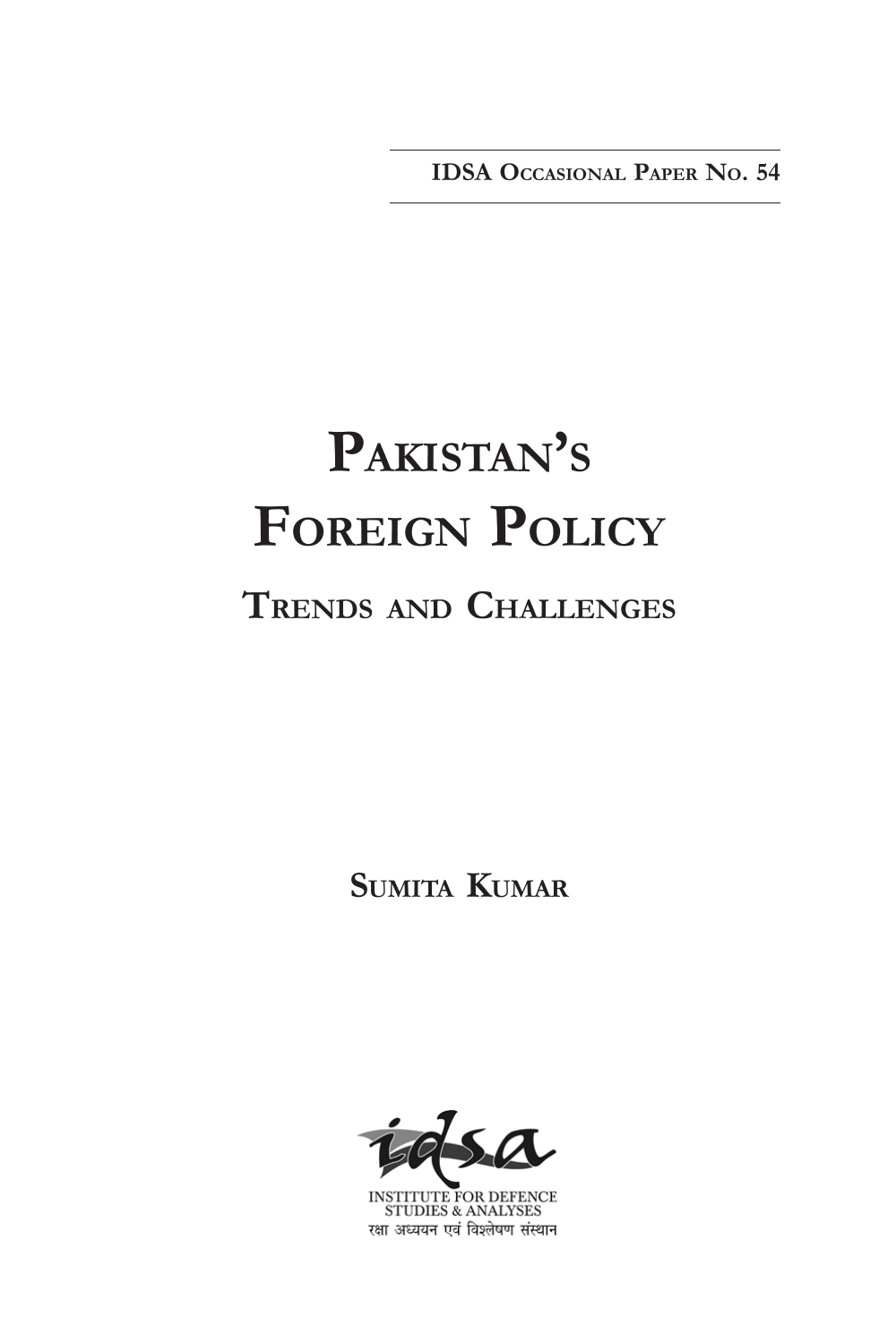IDSA OCCASIONAL PAPER NO. 54

# PAKISTAN'S FOREIGN POLICY

## TRENDS AND CHALLENGES

SUMITA KUMAR

INSTITUTE FOR DEFENCE STUDIES & ANALYSES

रक्षा अध्ययन एवं विश्लेषण संस्थान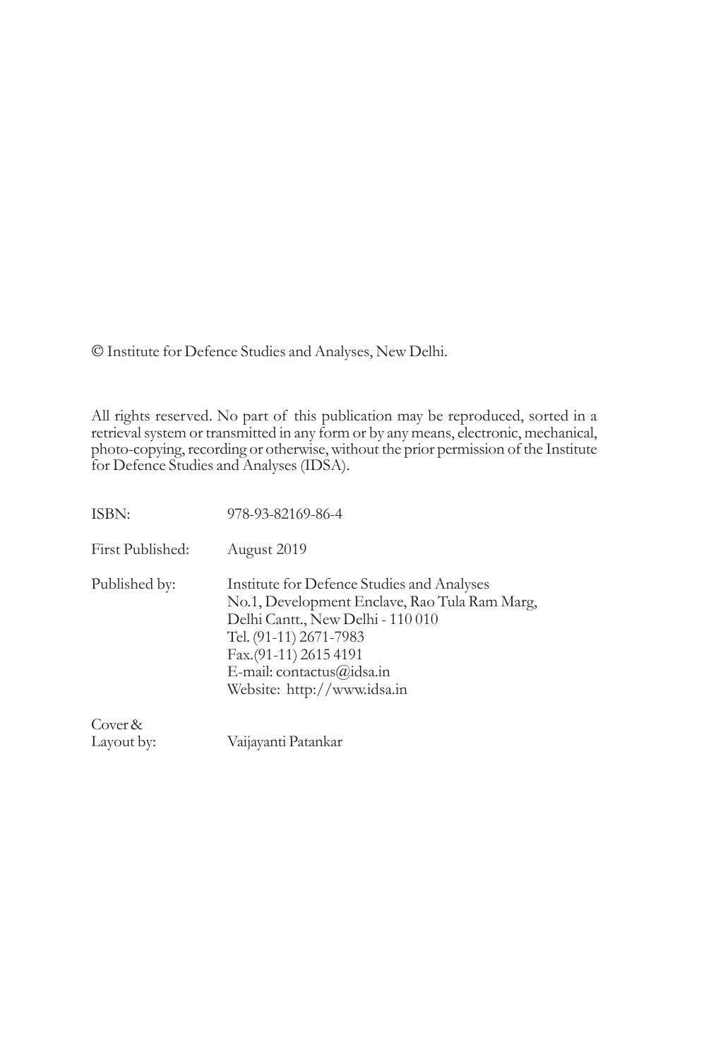© Institute for Defence Studies and Analyses, New Delhi.

All rights reserved. No part of this publication may be reproduced, sorted in a retrieval system or transmitted in any form or by any means, electronic, mechanical, photo-copying, recording or otherwise, without the prior permission of the Institute for Defence Studies and Analyses (IDSA).

ISBN: 978-93-82169-86-4

First Published: August 2019

Published by: Institute for Defence Studies and Analyses
No.1, Development Enclave, Rao Tula Ram Marg,
Delhi Cantt., New Delhi - 110 010
Tel. (91-11) 2671-7983
Fax.(91-11) 2615 4191
E-mail: contactus@idsa.in
Website: http://www.idsa.in

Cover & Layout by: Vaijayanti Patankar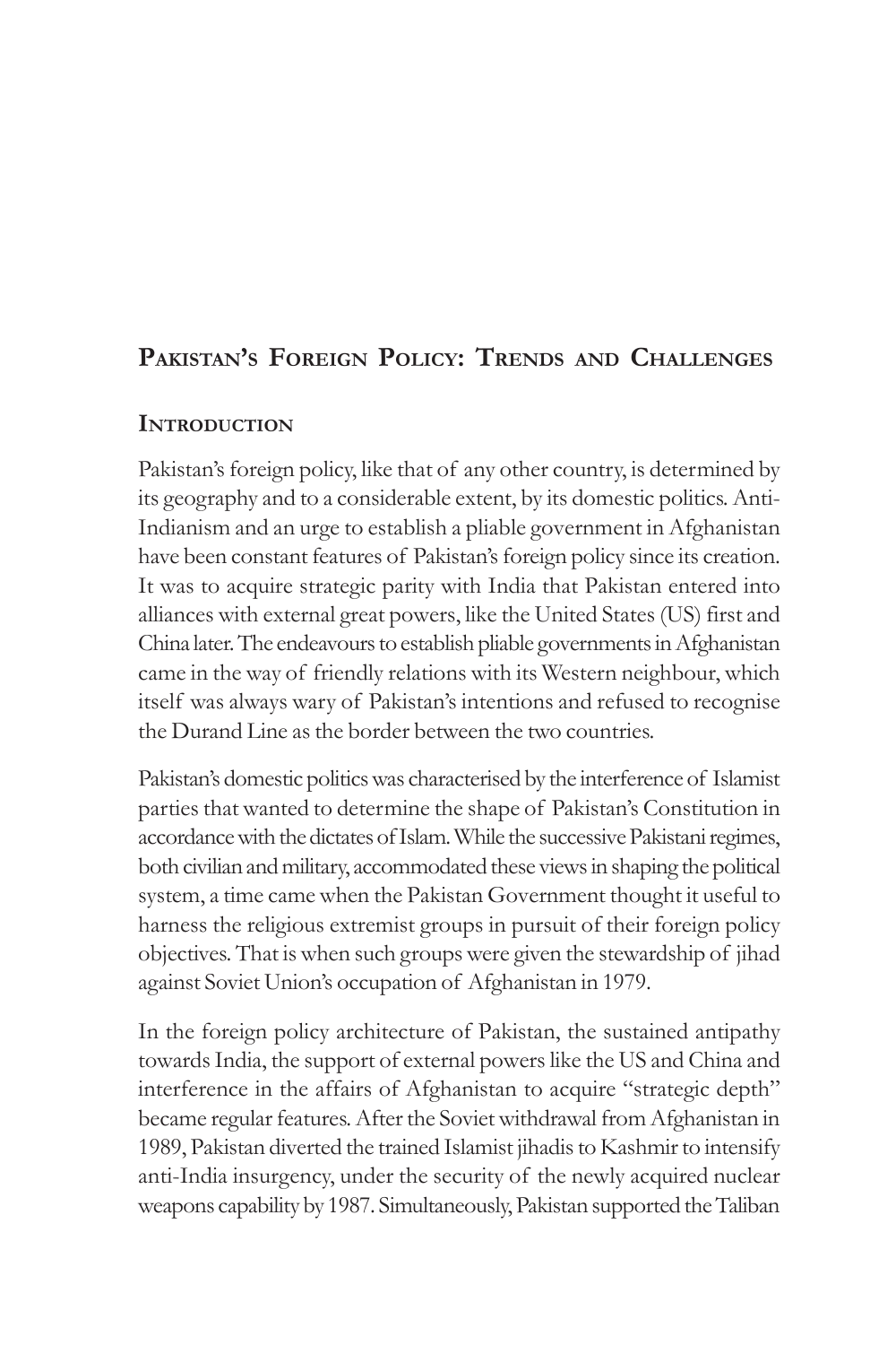# Pakistan's Foreign Policy: Trends and Challenges

## Introduction

Pakistan's foreign policy, like that of any other country, is determined by its geography and to a considerable extent, by its domestic politics. Anti-Indianism and an urge to establish a pliable government in Afghanistan have been constant features of Pakistan's foreign policy since its creation. It was to acquire strategic parity with India that Pakistan entered into alliances with external great powers, like the United States (US) first and China later. The endeavours to establish pliable governments in Afghanistan came in the way of friendly relations with its Western neighbour, which itself was always wary of Pakistan's intentions and refused to recognise the Durand Line as the border between the two countries.

Pakistan's domestic politics was characterised by the interference of Islamist parties that wanted to determine the shape of Pakistan's Constitution in accordance with the dictates of Islam. While the successive Pakistani regimes, both civilian and military, accommodated these views in shaping the political system, a time came when the Pakistan Government thought it useful to harness the religious extremist groups in pursuit of their foreign policy objectives. That is when such groups were given the stewardship of jihad against Soviet Union's occupation of Afghanistan in 1979.

In the foreign policy architecture of Pakistan, the sustained antipathy towards India, the support of external powers like the US and China and interference in the affairs of Afghanistan to acquire "strategic depth" became regular features. After the Soviet withdrawal from Afghanistan in 1989, Pakistan diverted the trained Islamist jihadis to Kashmir to intensify anti-India insurgency, under the security of the newly acquired nuclear weapons capability by 1987. Simultaneously, Pakistan supported the Taliban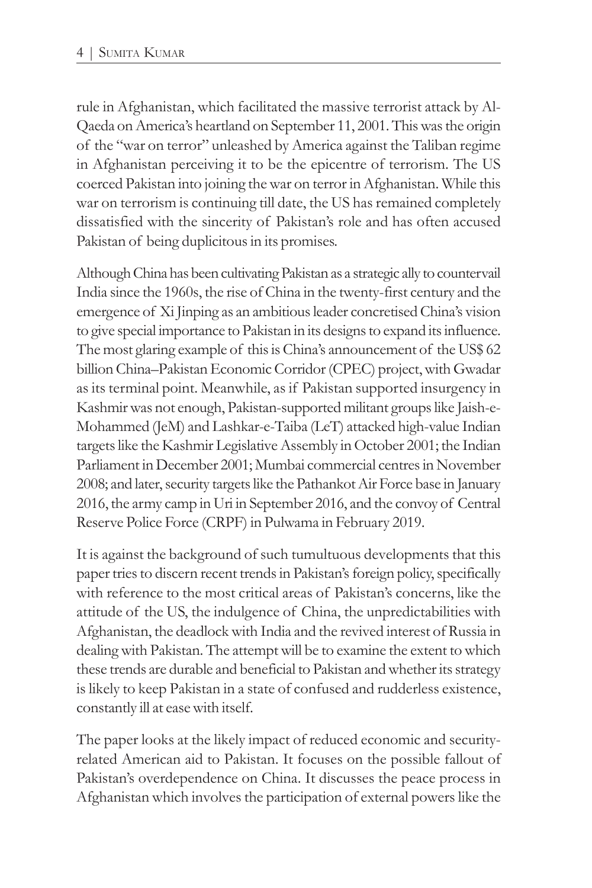rule in Afghanistan, which facilitated the massive terrorist attack by Al-Qaeda on America's heartland on September 11, 2001. This was the origin of the "war on terror" unleashed by America against the Taliban regime in Afghanistan perceiving it to be the epicentre of terrorism. The US coerced Pakistan into joining the war on terror in Afghanistan. While this war on terrorism is continuing till date, the US has remained completely dissatisfied with the sincerity of Pakistan's role and has often accused Pakistan of being duplicitous in its promises.

Although China has been cultivating Pakistan as a strategic ally to countervail India since the 1960s, the rise of China in the twenty-first century and the emergence of Xi Jinping as an ambitious leader concretised China's vision to give special importance to Pakistan in its designs to expand its influence. The most glaring example of this is China's announcement of the US$ 62 billion China–Pakistan Economic Corridor (CPEC) project, with Gwadar as its terminal point. Meanwhile, as if Pakistan supported insurgency in Kashmir was not enough, Pakistan-supported militant groups like Jaish-e-Mohammed (JeM) and Lashkar-e-Taiba (LeT) attacked high-value Indian targets like the Kashmir Legislative Assembly in October 2001; the Indian Parliament in December 2001; Mumbai commercial centres in November 2008; and later, security targets like the Pathankot Air Force base in January 2016, the army camp in Uri in September 2016, and the convoy of Central Reserve Police Force (CRPF) in Pulwama in February 2019.

It is against the background of such tumultuous developments that this paper tries to discern recent trends in Pakistan's foreign policy, specifically with reference to the most critical areas of Pakistan's concerns, like the attitude of the US, the indulgence of China, the unpredictabilities with Afghanistan, the deadlock with India and the revived interest of Russia in dealing with Pakistan. The attempt will be to examine the extent to which these trends are durable and beneficial to Pakistan and whether its strategy is likely to keep Pakistan in a state of confused and rudderless existence, constantly ill at ease with itself.

The paper looks at the likely impact of reduced economic and security-related American aid to Pakistan. It focuses on the possible fallout of Pakistan's overdependence on China. It discusses the peace process in Afghanistan which involves the participation of external powers like the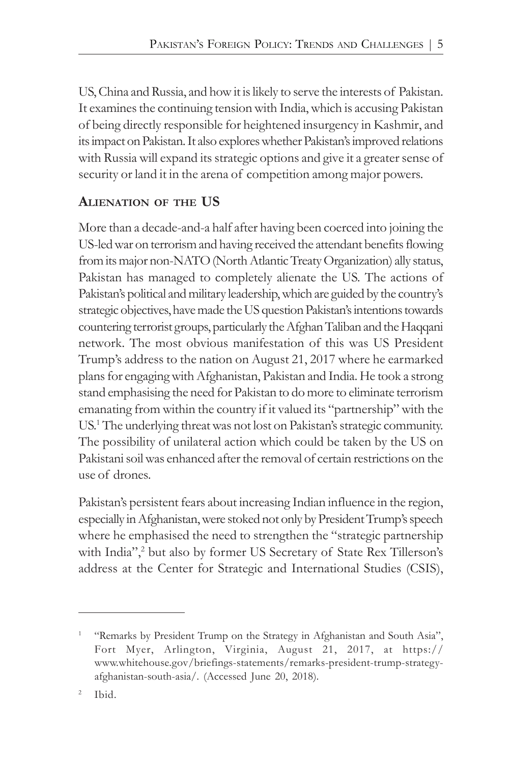US, China and Russia, and how it is likely to serve the interests of Pakistan. It examines the continuing tension with India, which is accusing Pakistan of being directly responsible for heightened insurgency in Kashmir, and its impact on Pakistan. It also explores whether Pakistan's improved relations with Russia will expand its strategic options and give it a greater sense of security or land it in the arena of competition among major powers.

## Alienation of the US

More than a decade-and-a half after having been coerced into joining the US-led war on terrorism and having received the attendant benefits flowing from its major non-NATO (North Atlantic Treaty Organization) ally status, Pakistan has managed to completely alienate the US. The actions of Pakistan's political and military leadership, which are guided by the country's strategic objectives, have made the US question Pakistan's intentions towards countering terrorist groups, particularly the Afghan Taliban and the Haqqani network. The most obvious manifestation of this was US President Trump's address to the nation on August 21, 2017 where he earmarked plans for engaging with Afghanistan, Pakistan and India. He took a strong stand emphasising the need for Pakistan to do more to eliminate terrorism emanating from within the country if it valued its "partnership" with the US.[1] The underlying threat was not lost on Pakistan's strategic community. The possibility of unilateral action which could be taken by the US on Pakistani soil was enhanced after the removal of certain restrictions on the use of drones.

Pakistan's persistent fears about increasing Indian influence in the region, especially in Afghanistan, were stoked not only by President Trump's speech where he emphasised the need to strengthen the "strategic partnership with India",[2] but also by former US Secretary of State Rex Tillerson's address at the Center for Strategic and International Studies (CSIS),

---

[1] "Remarks by President Trump on the Strategy in Afghanistan and South Asia", Fort Myer, Arlington, Virginia, August 21, 2017, at https://www.whitehouse.gov/briefings-statements/remarks-president-trump-strategy-afghanistan-south-asia/. (Accessed June 20, 2018).

[2] Ibid.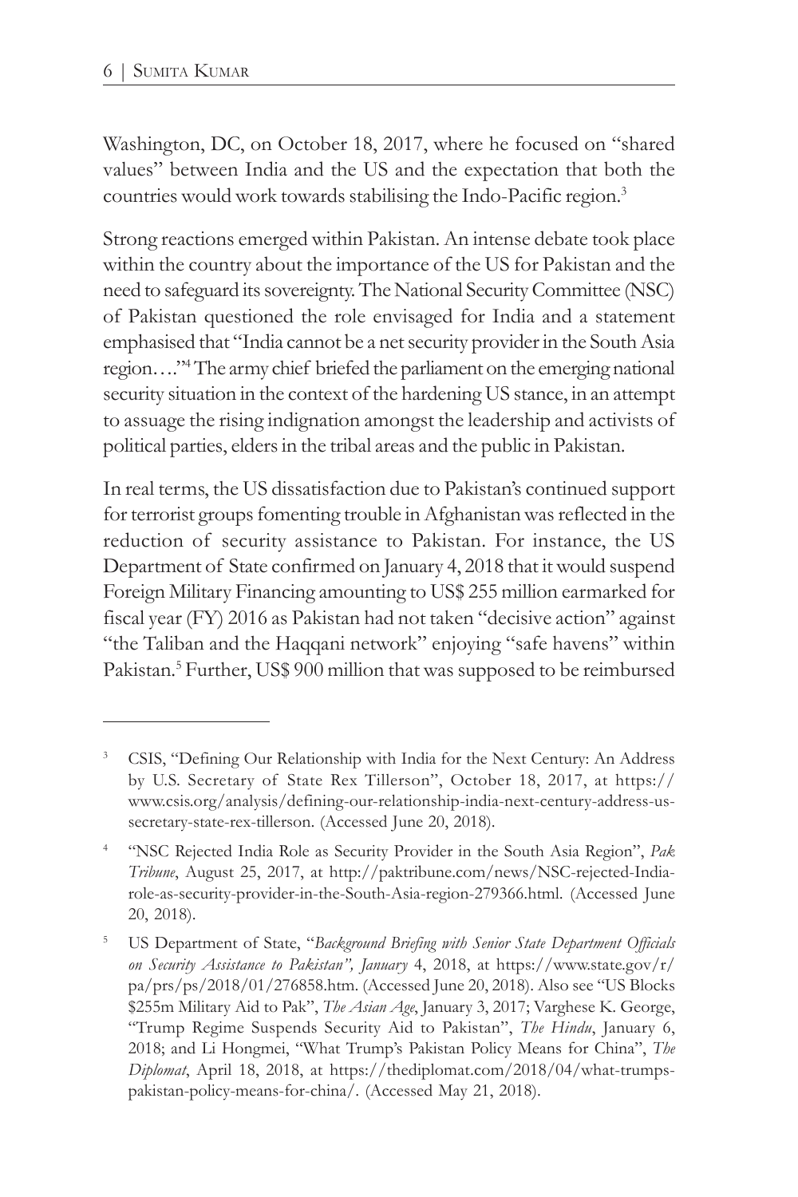Washington, DC, on October 18, 2017, where he focused on "shared values" between India and the US and the expectation that both the countries would work towards stabilising the Indo-Pacific region.[3]

Strong reactions emerged within Pakistan. An intense debate took place within the country about the importance of the US for Pakistan and the need to safeguard its sovereignty. The National Security Committee (NSC) of Pakistan questioned the role envisaged for India and a statement emphasised that "India cannot be a net security provider in the South Asia region…."[4] The army chief briefed the parliament on the emerging national security situation in the context of the hardening US stance, in an attempt to assuage the rising indignation amongst the leadership and activists of political parties, elders in the tribal areas and the public in Pakistan.

In real terms, the US dissatisfaction due to Pakistan's continued support for terrorist groups fomenting trouble in Afghanistan was reflected in the reduction of security assistance to Pakistan. For instance, the US Department of State confirmed on January 4, 2018 that it would suspend Foreign Military Financing amounting to US$ 255 million earmarked for fiscal year (FY) 2016 as Pakistan had not taken "decisive action" against "the Taliban and the Haqqani network" enjoying "safe havens" within Pakistan.[5] Further, US$ 900 million that was supposed to be reimbursed

---

[3] CSIS, "Defining Our Relationship with India for the Next Century: An Address by U.S. Secretary of State Rex Tillerson", October 18, 2017, at https://www.csis.org/analysis/defining-our-relationship-india-next-century-address-us-secretary-state-rex-tillerson. (Accessed June 20, 2018).

[4] "NSC Rejected India Role as Security Provider in the South Asia Region", *Pak Tribune*, August 25, 2017, at http://paktribune.com/news/NSC-rejected-India-role-as-security-provider-in-the-South-Asia-region-279366.html. (Accessed June 20, 2018).

[5] US Department of State, "*Background Briefing with Senior State Department Officials on Security Assistance to Pakistan", January* 4, 2018, at https://www.state.gov/r/pa/prs/ps/2018/01/276858.htm. (Accessed June 20, 2018). Also see "US Blocks $255m Military Aid to Pak", *The Asian Age*, January 3, 2017; Varghese K. George, "Trump Regime Suspends Security Aid to Pakistan", *The Hindu*, January 6, 2018; and Li Hongmei, "What Trump's Pakistan Policy Means for China", *The Diplomat*, April 18, 2018, at https://thediplomat.com/2018/04/what-trumps-pakistan-policy-means-for-china/. (Accessed May 21, 2018).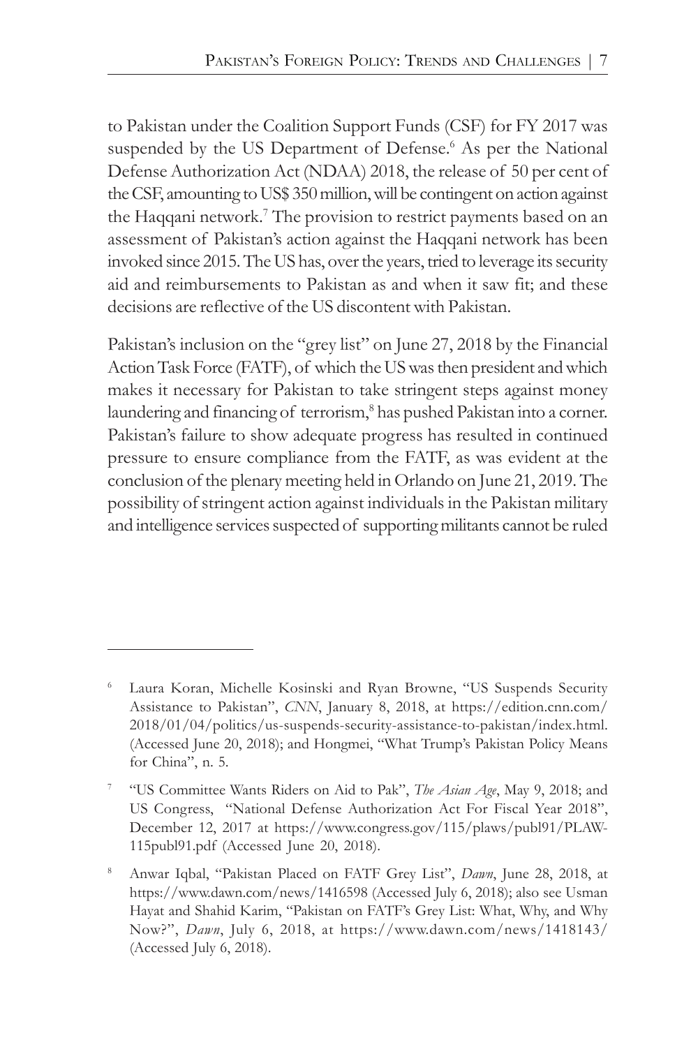to Pakistan under the Coalition Support Funds (CSF) for FY 2017 was suspended by the US Department of Defense.[6] As per the National Defense Authorization Act (NDAA) 2018, the release of 50 per cent of the CSF, amounting to US$ 350 million, will be contingent on action against the Haqqani network.[7] The provision to restrict payments based on an assessment of Pakistan's action against the Haqqani network has been invoked since 2015. The US has, over the years, tried to leverage its security aid and reimbursements to Pakistan as and when it saw fit; and these decisions are reflective of the US discontent with Pakistan.

Pakistan's inclusion on the "grey list" on June 27, 2018 by the Financial Action Task Force (FATF), of which the US was then president and which makes it necessary for Pakistan to take stringent steps against money laundering and financing of terrorism,[8] has pushed Pakistan into a corner. Pakistan's failure to show adequate progress has resulted in continued pressure to ensure compliance from the FATF, as was evident at the conclusion of the plenary meeting held in Orlando on June 21, 2019. The possibility of stringent action against individuals in the Pakistan military and intelligence services suspected of supporting militants cannot be ruled

---

[6] Laura Koran, Michelle Kosinski and Ryan Browne, "US Suspends Security Assistance to Pakistan", *CNN*, January 8, 2018, at https://edition.cnn.com/2018/01/04/politics/us-suspends-security-assistance-to-pakistan/index.html. (Accessed June 20, 2018); and Hongmei, "What Trump's Pakistan Policy Means for China", n. 5.

[7] "US Committee Wants Riders on Aid to Pak", *The Asian Age*, May 9, 2018; and US Congress, "National Defense Authorization Act For Fiscal Year 2018", December 12, 2017 at https://www.congress.gov/115/plaws/publ91/PLAW-115publ91.pdf (Accessed June 20, 2018).

[8] Anwar Iqbal, "Pakistan Placed on FATF Grey List", *Dawn*, June 28, 2018, at https://www.dawn.com/news/1416598 (Accessed July 6, 2018); also see Usman Hayat and Shahid Karim, "Pakistan on FATF's Grey List: What, Why, and Why Now?", *Dawn*, July 6, 2018, at https://www.dawn.com/news/1418143/ (Accessed July 6, 2018).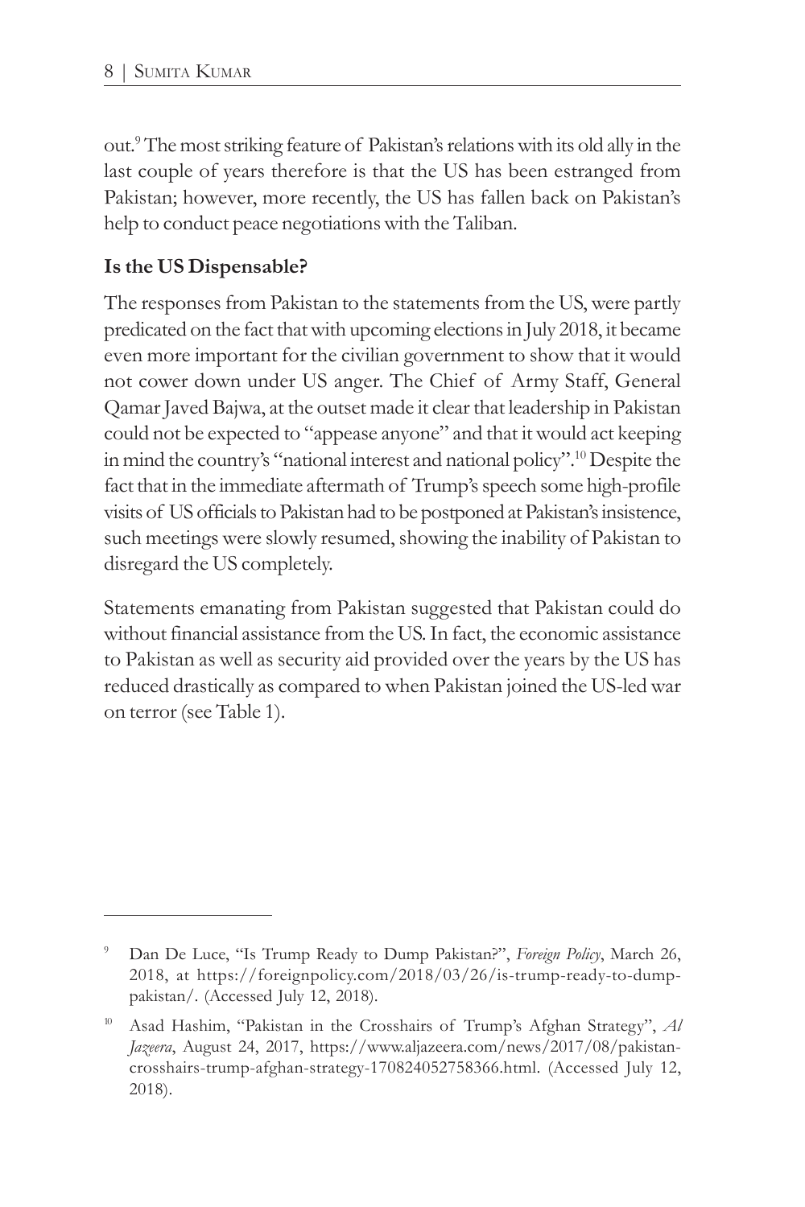out.[9] The most striking feature of Pakistan's relations with its old ally in the last couple of years therefore is that the US has been estranged from Pakistan; however, more recently, the US has fallen back on Pakistan's help to conduct peace negotiations with the Taliban.

**Is the US Dispensable?**

The responses from Pakistan to the statements from the US, were partly predicated on the fact that with upcoming elections in July 2018, it became even more important for the civilian government to show that it would not cower down under US anger. The Chief of Army Staff, General Qamar Javed Bajwa, at the outset made it clear that leadership in Pakistan could not be expected to "appease anyone" and that it would act keeping in mind the country's "national interest and national policy".[10] Despite the fact that in the immediate aftermath of Trump's speech some high-profile visits of US officials to Pakistan had to be postponed at Pakistan's insistence, such meetings were slowly resumed, showing the inability of Pakistan to disregard the US completely.

Statements emanating from Pakistan suggested that Pakistan could do without financial assistance from the US. In fact, the economic assistance to Pakistan as well as security aid provided over the years by the US has reduced drastically as compared to when Pakistan joined the US-led war on terror (see Table 1).

---

[9] Dan De Luce, "Is Trump Ready to Dump Pakistan?", *Foreign Policy*, March 26, 2018, at https://foreignpolicy.com/2018/03/26/is-trump-ready-to-dump-pakistan/. (Accessed July 12, 2018).

[10] Asad Hashim, "Pakistan in the Crosshairs of Trump's Afghan Strategy", *Al Jazeera*, August 24, 2017, https://www.aljazeera.com/news/2017/08/pakistan-crosshairs-trump-afghan-strategy-170824052758366.html. (Accessed July 12, 2018).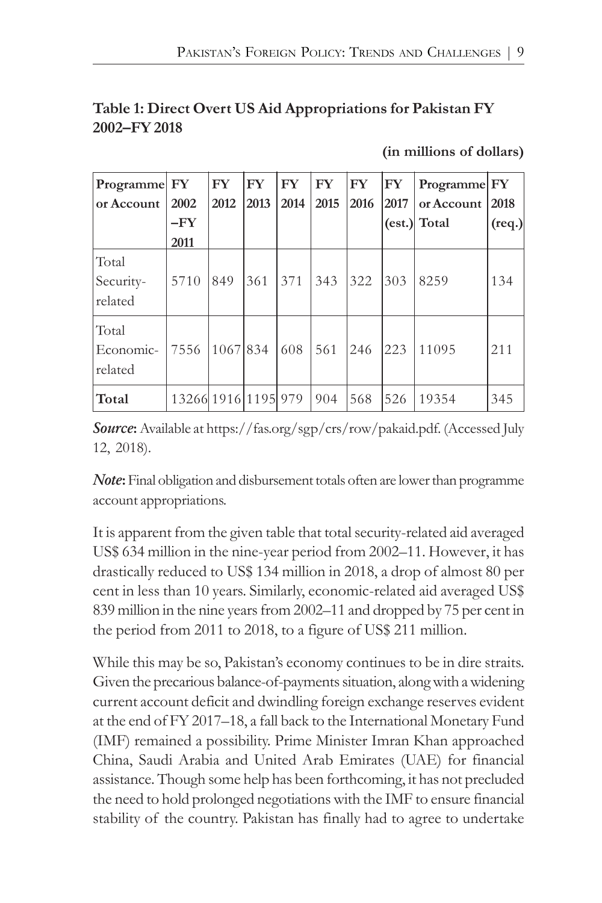**Table 1: Direct Overt US Aid Appropriations for Pakistan FY 2002–FY 2018**

**(in millions of dollars)**

| Programme or Account | FY 2002 –FY 2011 | FY 2012 | FY 2013 | FY 2014 | FY 2015 | FY 2016 | FY 2017 (est.) | Programme or Account Total | FY 2018 (req.) |
|---|---|---|---|---|---|---|---|---|---|
| Total Security-related | 5710 | 849 | 361 | 371 | 343 | 322 | 303 | 8259 | 134 |
| Total Economic-related | 7556 | 1067 | 834 | 608 | 561 | 246 | 223 | 11095 | 211 |
| **Total** | 13266 | 1916 | 1195 | 979 | 904 | 568 | 526 | 19354 | 345 |

***Source*:** Available at https://fas.org/sgp/crs/row/pakaid.pdf. (Accessed July 12, 2018).

***Note*:** Final obligation and disbursement totals often are lower than programme account appropriations.

It is apparent from the given table that total security-related aid averaged US$ 634 million in the nine-year period from 2002–11. However, it has drastically reduced to US$ 134 million in 2018, a drop of almost 80 per cent in less than 10 years. Similarly, economic-related aid averaged US$ 839 million in the nine years from 2002–11 and dropped by 75 per cent in the period from 2011 to 2018, to a figure of US$ 211 million.

While this may be so, Pakistan's economy continues to be in dire straits. Given the precarious balance-of-payments situation, along with a widening current account deficit and dwindling foreign exchange reserves evident at the end of FY 2017–18, a fall back to the International Monetary Fund (IMF) remained a possibility. Prime Minister Imran Khan approached China, Saudi Arabia and United Arab Emirates (UAE) for financial assistance. Though some help has been forthcoming, it has not precluded the need to hold prolonged negotiations with the IMF to ensure financial stability of the country. Pakistan has finally had to agree to undertake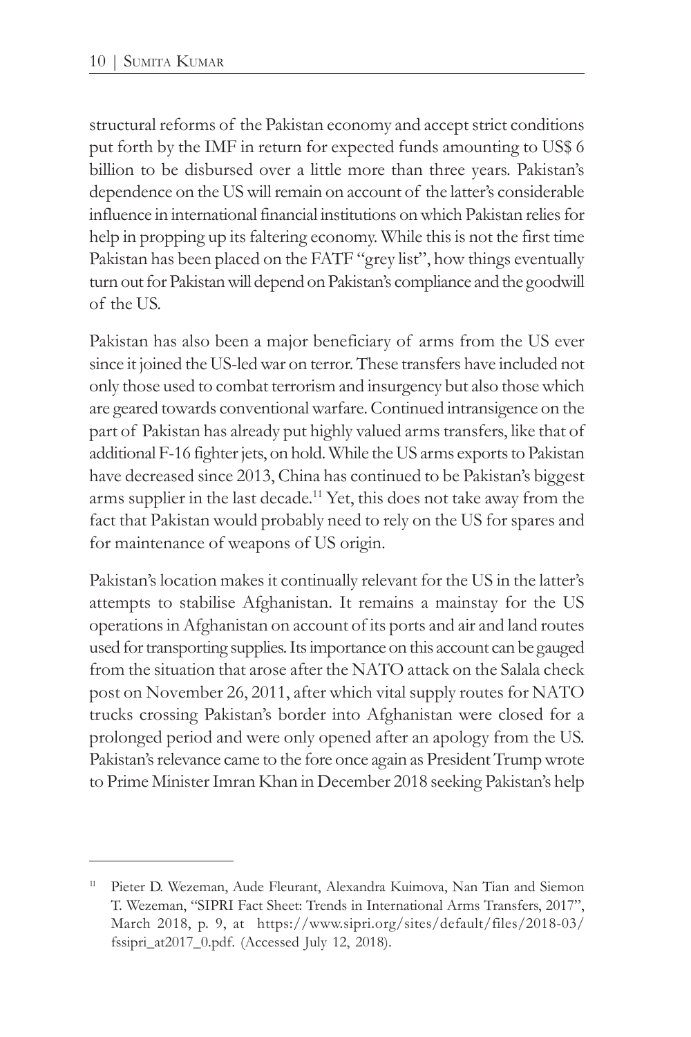structural reforms of the Pakistan economy and accept strict conditions put forth by the IMF in return for expected funds amounting to US$ 6 billion to be disbursed over a little more than three years. Pakistan's dependence on the US will remain on account of the latter's considerable influence in international financial institutions on which Pakistan relies for help in propping up its faltering economy. While this is not the first time Pakistan has been placed on the FATF "grey list", how things eventually turn out for Pakistan will depend on Pakistan's compliance and the goodwill of the US.

Pakistan has also been a major beneficiary of arms from the US ever since it joined the US-led war on terror. These transfers have included not only those used to combat terrorism and insurgency but also those which are geared towards conventional warfare. Continued intransigence on the part of Pakistan has already put highly valued arms transfers, like that of additional F-16 fighter jets, on hold. While the US arms exports to Pakistan have decreased since 2013, China has continued to be Pakistan's biggest arms supplier in the last decade.[11] Yet, this does not take away from the fact that Pakistan would probably need to rely on the US for spares and for maintenance of weapons of US origin.

Pakistan's location makes it continually relevant for the US in the latter's attempts to stabilise Afghanistan. It remains a mainstay for the US operations in Afghanistan on account of its ports and air and land routes used for transporting supplies. Its importance on this account can be gauged from the situation that arose after the NATO attack on the Salala check post on November 26, 2011, after which vital supply routes for NATO trucks crossing Pakistan's border into Afghanistan were closed for a prolonged period and were only opened after an apology from the US. Pakistan's relevance came to the fore once again as President Trump wrote to Prime Minister Imran Khan in December 2018 seeking Pakistan's help

---

[11] Pieter D. Wezeman, Aude Fleurant, Alexandra Kuimova, Nan Tian and Siemon T. Wezeman, "SIPRI Fact Sheet: Trends in International Arms Transfers, 2017", March 2018, p. 9, at https://www.sipri.org/sites/default/files/2018-03/fssipri_at2017_0.pdf. (Accessed July 12, 2018).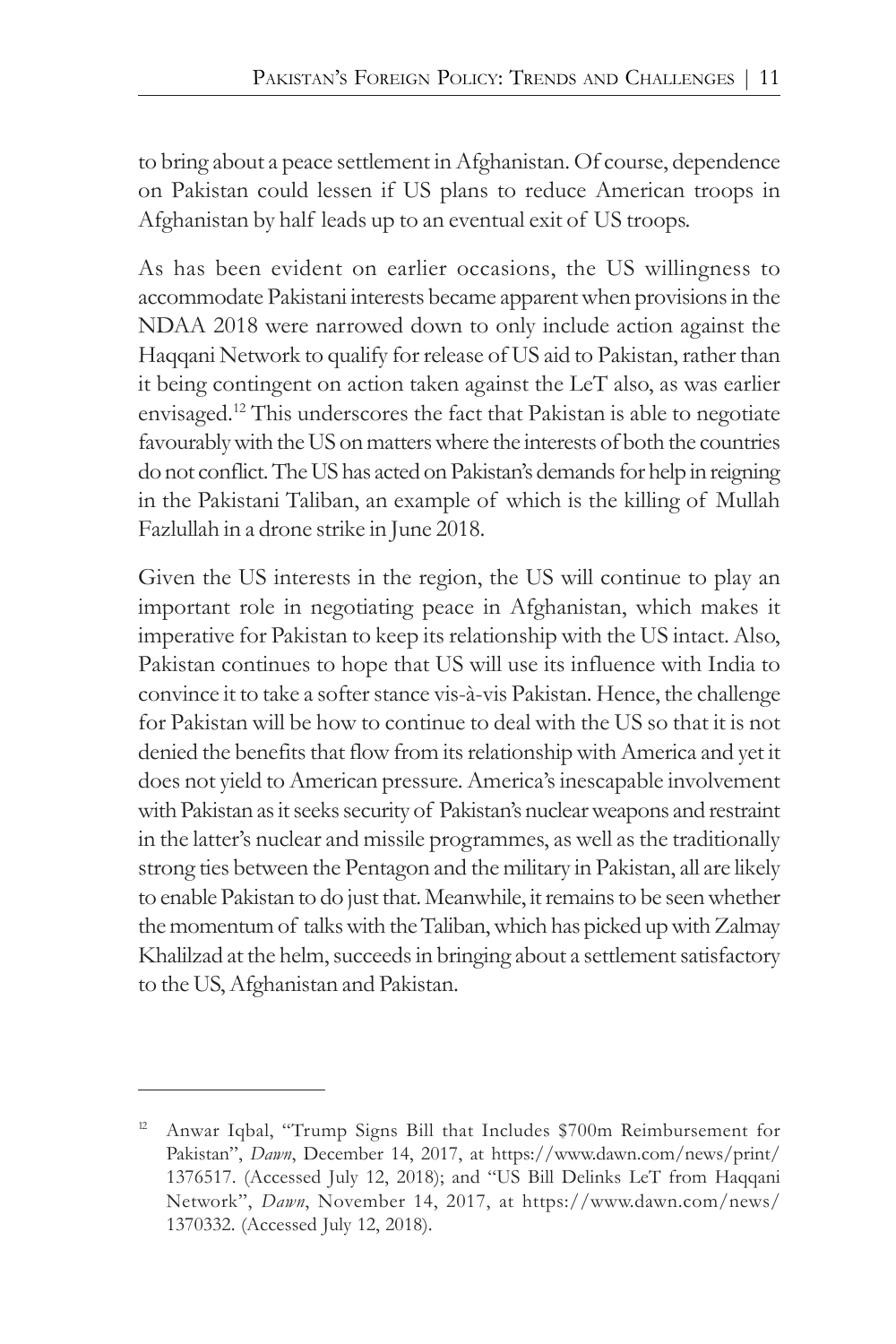to bring about a peace settlement in Afghanistan. Of course, dependence on Pakistan could lessen if US plans to reduce American troops in Afghanistan by half leads up to an eventual exit of US troops.

As has been evident on earlier occasions, the US willingness to accommodate Pakistani interests became apparent when provisions in the NDAA 2018 were narrowed down to only include action against the Haqqani Network to qualify for release of US aid to Pakistan, rather than it being contingent on action taken against the LeT also, as was earlier envisaged.[12] This underscores the fact that Pakistan is able to negotiate favourably with the US on matters where the interests of both the countries do not conflict. The US has acted on Pakistan's demands for help in reigning in the Pakistani Taliban, an example of which is the killing of Mullah Fazlullah in a drone strike in June 2018.

Given the US interests in the region, the US will continue to play an important role in negotiating peace in Afghanistan, which makes it imperative for Pakistan to keep its relationship with the US intact. Also, Pakistan continues to hope that US will use its influence with India to convince it to take a softer stance vis-à-vis Pakistan. Hence, the challenge for Pakistan will be how to continue to deal with the US so that it is not denied the benefits that flow from its relationship with America and yet it does not yield to American pressure. America's inescapable involvement with Pakistan as it seeks security of Pakistan's nuclear weapons and restraint in the latter's nuclear and missile programmes, as well as the traditionally strong ties between the Pentagon and the military in Pakistan, all are likely to enable Pakistan to do just that. Meanwhile, it remains to be seen whether the momentum of talks with the Taliban, which has picked up with Zalmay Khalilzad at the helm, succeeds in bringing about a settlement satisfactory to the US, Afghanistan and Pakistan.

---

[12] Anwar Iqbal, "Trump Signs Bill that Includes $700m Reimbursement for Pakistan", *Dawn*, December 14, 2017, at https://www.dawn.com/news/print/1376517. (Accessed July 12, 2018); and "US Bill Delinks LeT from Haqqani Network", *Dawn*, November 14, 2017, at https://www.dawn.com/news/1370332. (Accessed July 12, 2018).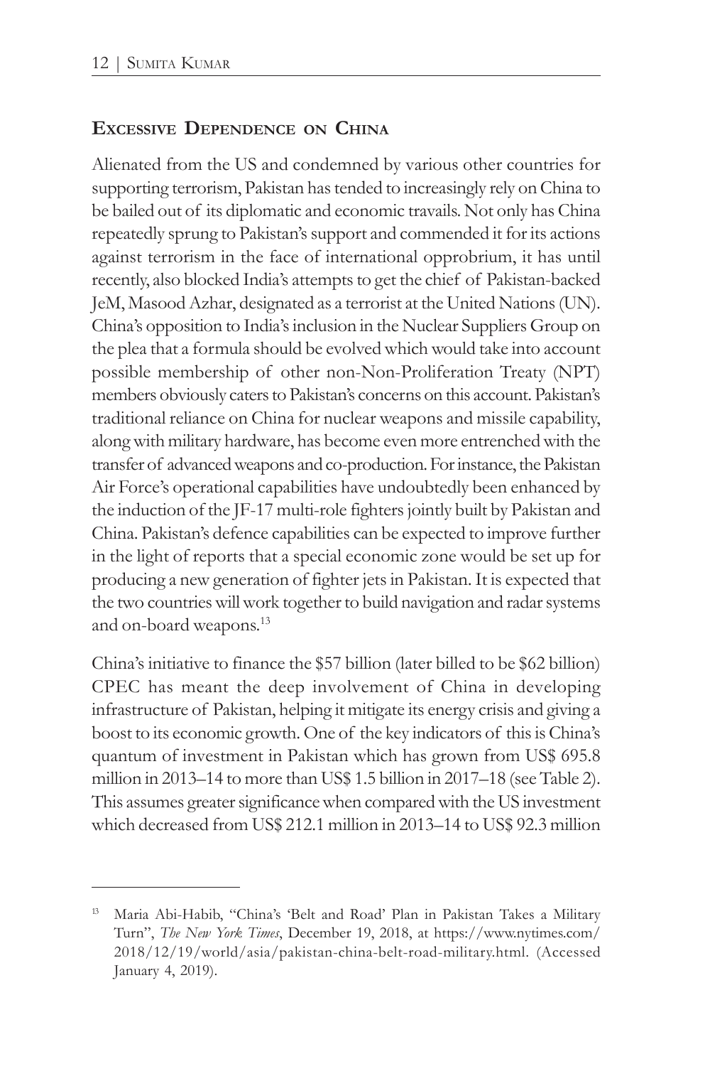## Excessive Dependence on China

Alienated from the US and condemned by various other countries for supporting terrorism, Pakistan has tended to increasingly rely on China to be bailed out of its diplomatic and economic travails. Not only has China repeatedly sprung to Pakistan's support and commended it for its actions against terrorism in the face of international opprobrium, it has until recently, also blocked India's attempts to get the chief of Pakistan-backed JeM, Masood Azhar, designated as a terrorist at the United Nations (UN). China's opposition to India's inclusion in the Nuclear Suppliers Group on the plea that a formula should be evolved which would take into account possible membership of other non-Non-Proliferation Treaty (NPT) members obviously caters to Pakistan's concerns on this account. Pakistan's traditional reliance on China for nuclear weapons and missile capability, along with military hardware, has become even more entrenched with the transfer of advanced weapons and co-production. For instance, the Pakistan Air Force's operational capabilities have undoubtedly been enhanced by the induction of the JF-17 multi-role fighters jointly built by Pakistan and China. Pakistan's defence capabilities can be expected to improve further in the light of reports that a special economic zone would be set up for producing a new generation of fighter jets in Pakistan. It is expected that the two countries will work together to build navigation and radar systems and on-board weapons.[13]

China's initiative to finance the $57 billion (later billed to be $62 billion) CPEC has meant the deep involvement of China in developing infrastructure of Pakistan, helping it mitigate its energy crisis and giving a boost to its economic growth. One of the key indicators of this is China's quantum of investment in Pakistan which has grown from US$ 695.8 million in 2013–14 to more than US$ 1.5 billion in 2017–18 (see Table 2). This assumes greater significance when compared with the US investment which decreased from US$ 212.1 million in 2013–14 to US$ 92.3 million

---

[13] Maria Abi-Habib, "China's 'Belt and Road' Plan in Pakistan Takes a Military Turn", *The New York Times*, December 19, 2018, at https://www.nytimes.com/2018/12/19/world/asia/pakistan-china-belt-road-military.html. (Accessed January 4, 2019).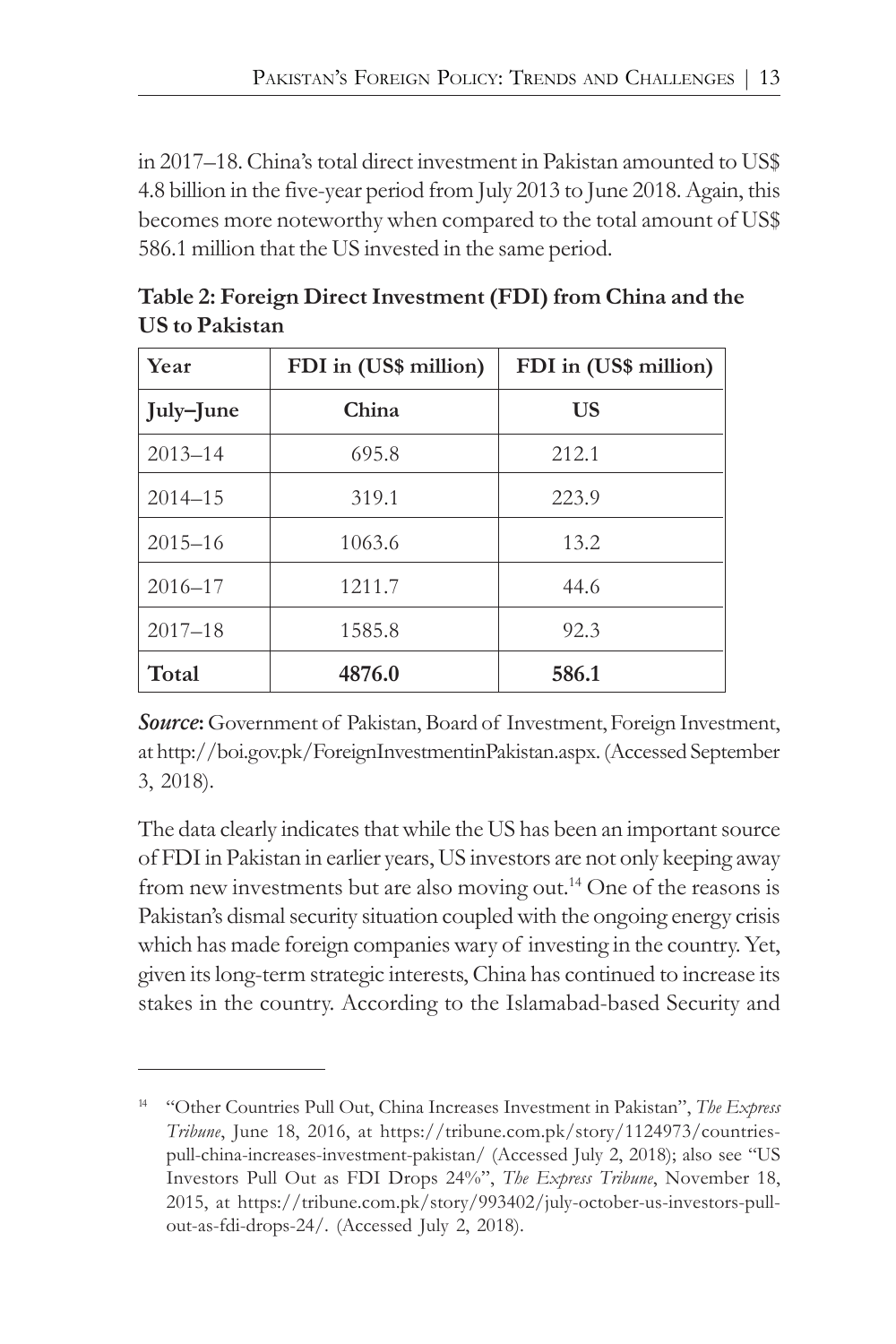in 2017–18. China's total direct investment in Pakistan amounted to US$ 4.8 billion in the five-year period from July 2013 to June 2018. Again, this becomes more noteworthy when compared to the total amount of US$ 586.1 million that the US invested in the same period.

**Table 2: Foreign Direct Investment (FDI) from China and the US to Pakistan**

| Year | FDI in (US$ million) | FDI in (US$ million) |
|---|---|---|
| **July–June** | **China** | **US** |
| 2013–14 | 695.8 | 212.1 |
| 2014–15 | 319.1 | 223.9 |
| 2015–16 | 1063.6 | 13.2 |
| 2016–17 | 1211.7 | 44.6 |
| 2017–18 | 1585.8 | 92.3 |
| **Total** | **4876.0** | **586.1** |

***Source*:** Government of Pakistan, Board of Investment, Foreign Investment, at http://boi.gov.pk/ForeignInvestmentinPakistan.aspx. (Accessed September 3, 2018).

The data clearly indicates that while the US has been an important source of FDI in Pakistan in earlier years, US investors are not only keeping away from new investments but are also moving out.[14] One of the reasons is Pakistan's dismal security situation coupled with the ongoing energy crisis which has made foreign companies wary of investing in the country. Yet, given its long-term strategic interests, China has continued to increase its stakes in the country. According to the Islamabad-based Security and

[14] "Other Countries Pull Out, China Increases Investment in Pakistan", *The Express Tribune*, June 18, 2016, at https://tribune.com.pk/story/1124973/countries-pull-china-increases-investment-pakistan/ (Accessed July 2, 2018); also see "US Investors Pull Out as FDI Drops 24%", *The Express Tribune*, November 18, 2015, at https://tribune.com.pk/story/993402/july-october-us-investors-pull-out-as-fdi-drops-24/. (Accessed July 2, 2018).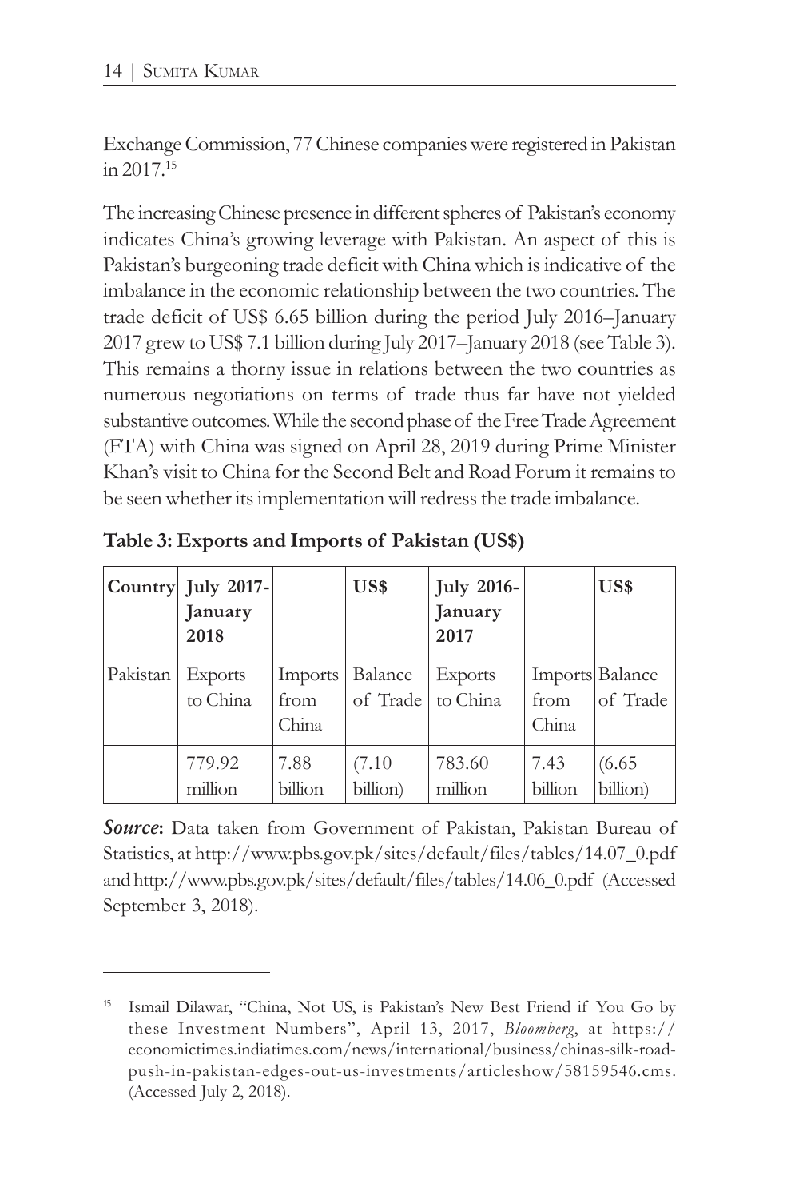Exchange Commission, 77 Chinese companies were registered in Pakistan in 2017.[15]

The increasing Chinese presence in different spheres of Pakistan's economy indicates China's growing leverage with Pakistan. An aspect of this is Pakistan's burgeoning trade deficit with China which is indicative of the imbalance in the economic relationship between the two countries. The trade deficit of US$ 6.65 billion during the period July 2016–January 2017 grew to US$ 7.1 billion during July 2017–January 2018 (see Table 3). This remains a thorny issue in relations between the two countries as numerous negotiations on terms of trade thus far have not yielded substantive outcomes. While the second phase of the Free Trade Agreement (FTA) with China was signed on April 28, 2019 during Prime Minister Khan's visit to China for the Second Belt and Road Forum it remains to be seen whether its implementation will redress the trade imbalance.

**Table 3: Exports and Imports of Pakistan (US$)**

| Country | July 2017-January 2018 | | US$ | July 2016-January 2017 | | US$ |
|---|---|---|---|---|---|---|
| Pakistan | Exports to China | Imports from China | Balance of Trade | Exports to China | Imports from China | Balance of Trade |
| | 779.92 million | 7.88 billion | (7.10 billion) | 783.60 million | 7.43 billion | (6.65 billion) |

***Source*:** Data taken from Government of Pakistan, Pakistan Bureau of Statistics, at http://www.pbs.gov.pk/sites/default/files/tables/14.07_0.pdf and http://www.pbs.gov.pk/sites/default/files/tables/14.06_0.pdf (Accessed September 3, 2018).

---

[15] Ismail Dilawar, "China, Not US, is Pakistan's New Best Friend if You Go by these Investment Numbers", April 13, 2017, *Bloomberg*, at https://economictimes.indiatimes.com/news/international/business/chinas-silk-road-push-in-pakistan-edges-out-us-investments/articleshow/58159546.cms. (Accessed July 2, 2018).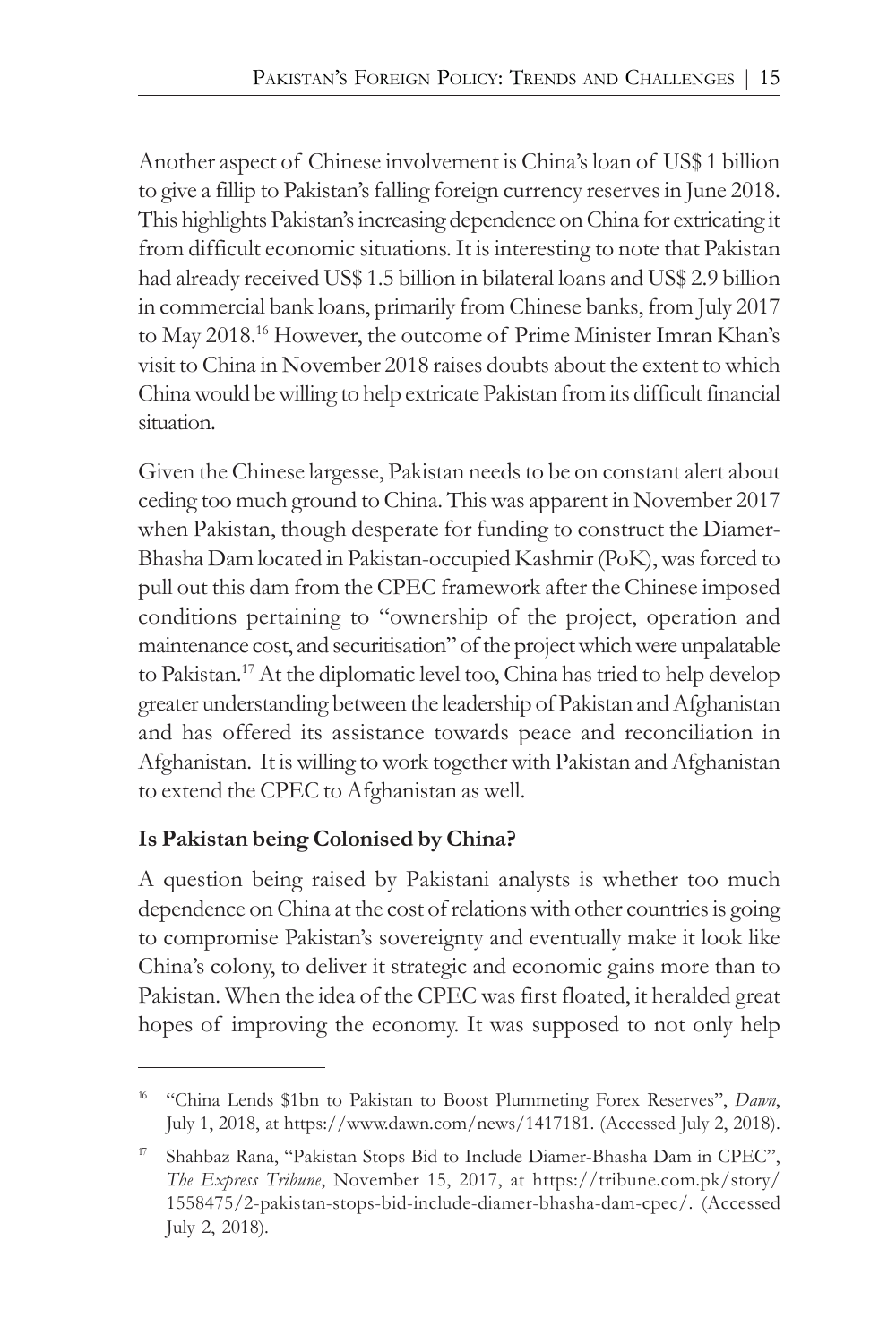Another aspect of Chinese involvement is China's loan of US$ 1 billion to give a fillip to Pakistan's falling foreign currency reserves in June 2018. This highlights Pakistan's increasing dependence on China for extricating it from difficult economic situations. It is interesting to note that Pakistan had already received US$ 1.5 billion in bilateral loans and US$ 2.9 billion in commercial bank loans, primarily from Chinese banks, from July 2017 to May 2018.[16] However, the outcome of Prime Minister Imran Khan's visit to China in November 2018 raises doubts about the extent to which China would be willing to help extricate Pakistan from its difficult financial situation.

Given the Chinese largesse, Pakistan needs to be on constant alert about ceding too much ground to China. This was apparent in November 2017 when Pakistan, though desperate for funding to construct the Diamer-Bhasha Dam located in Pakistan-occupied Kashmir (PoK), was forced to pull out this dam from the CPEC framework after the Chinese imposed conditions pertaining to "ownership of the project, operation and maintenance cost, and securitisation" of the project which were unpalatable to Pakistan.[17] At the diplomatic level too, China has tried to help develop greater understanding between the leadership of Pakistan and Afghanistan and has offered its assistance towards peace and reconciliation in Afghanistan. It is willing to work together with Pakistan and Afghanistan to extend the CPEC to Afghanistan as well.

**Is Pakistan being Colonised by China?**

A question being raised by Pakistani analysts is whether too much dependence on China at the cost of relations with other countries is going to compromise Pakistan's sovereignty and eventually make it look like China's colony, to deliver it strategic and economic gains more than to Pakistan. When the idea of the CPEC was first floated, it heralded great hopes of improving the economy. It was supposed to not only help

---

16 "China Lends $1bn to Pakistan to Boost Plummeting Forex Reserves", *Dawn*, July 1, 2018, at https://www.dawn.com/news/1417181. (Accessed July 2, 2018).

17 Shahbaz Rana, "Pakistan Stops Bid to Include Diamer-Bhasha Dam in CPEC", *The Express Tribune*, November 15, 2017, at https://tribune.com.pk/story/1558475/2-pakistan-stops-bid-include-diamer-bhasha-dam-cpec/. (Accessed July 2, 2018).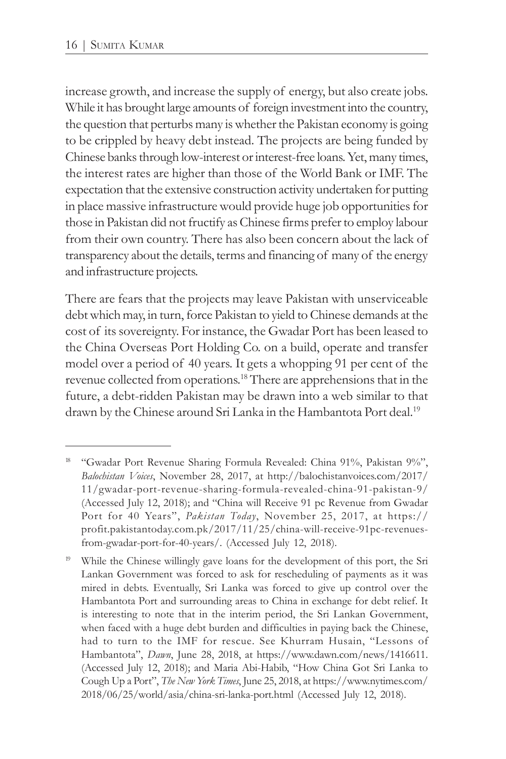increase growth, and increase the supply of energy, but also create jobs. While it has brought large amounts of foreign investment into the country, the question that perturbs many is whether the Pakistan economy is going to be crippled by heavy debt instead. The projects are being funded by Chinese banks through low-interest or interest-free loans. Yet, many times, the interest rates are higher than those of the World Bank or IMF. The expectation that the extensive construction activity undertaken for putting in place massive infrastructure would provide huge job opportunities for those in Pakistan did not fructify as Chinese firms prefer to employ labour from their own country. There has also been concern about the lack of transparency about the details, terms and financing of many of the energy and infrastructure projects.

There are fears that the projects may leave Pakistan with unserviceable debt which may, in turn, force Pakistan to yield to Chinese demands at the cost of its sovereignty. For instance, the Gwadar Port has been leased to the China Overseas Port Holding Co. on a build, operate and transfer model over a period of 40 years. It gets a whopping 91 per cent of the revenue collected from operations.[18] There are apprehensions that in the future, a debt-ridden Pakistan may be drawn into a web similar to that drawn by the Chinese around Sri Lanka in the Hambantota Port deal.[19]

---

[18] "Gwadar Port Revenue Sharing Formula Revealed: China 91%, Pakistan 9%", *Balochistan Voices*, November 28, 2017, at http://balochistanvoices.com/2017/11/gwadar-port-revenue-sharing-formula-revealed-china-91-pakistan-9/ (Accessed July 12, 2018); and "China will Receive 91 pc Revenue from Gwadar Port for 40 Years", *Pakistan Today*, November 25, 2017, at https://profit.pakistantoday.com.pk/2017/11/25/china-will-receive-91pc-revenues-from-gwadar-port-for-40-years/. (Accessed July 12, 2018).

[19] While the Chinese willingly gave loans for the development of this port, the Sri Lankan Government was forced to ask for rescheduling of payments as it was mired in debts. Eventually, Sri Lanka was forced to give up control over the Hambantota Port and surrounding areas to China in exchange for debt relief. It is interesting to note that in the interim period, the Sri Lankan Government, when faced with a huge debt burden and difficulties in paying back the Chinese, had to turn to the IMF for rescue. See Khurram Husain, "Lessons of Hambantota", *Dawn*, June 28, 2018, at https://www.dawn.com/news/1416611. (Accessed July 12, 2018); and Maria Abi-Habib, "How China Got Sri Lanka to Cough Up a Port", *The New York Times*, June 25, 2018, at https://www.nytimes.com/2018/06/25/world/asia/china-sri-lanka-port.html (Accessed July 12, 2018).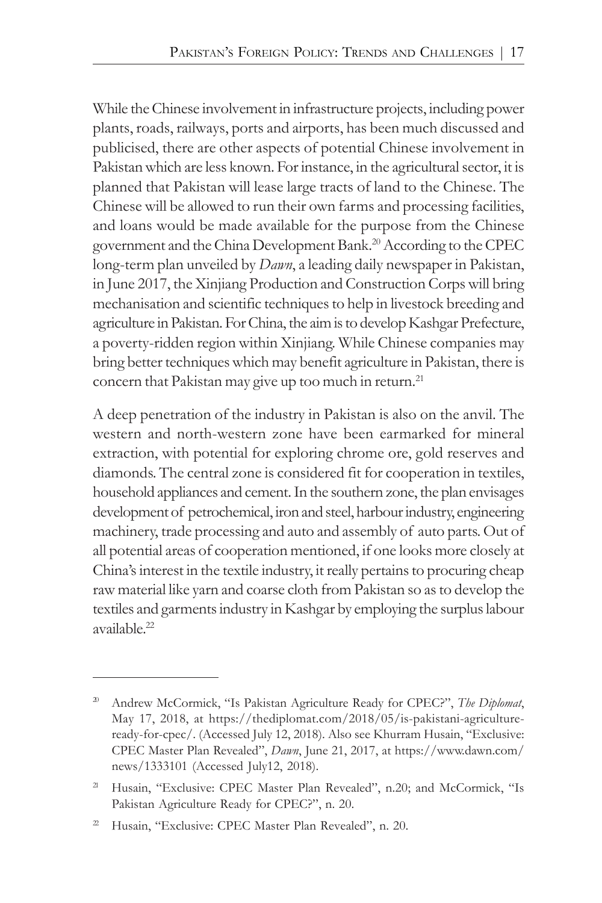While the Chinese involvement in infrastructure projects, including power plants, roads, railways, ports and airports, has been much discussed and publicised, there are other aspects of potential Chinese involvement in Pakistan which are less known. For instance, in the agricultural sector, it is planned that Pakistan will lease large tracts of land to the Chinese. The Chinese will be allowed to run their own farms and processing facilities, and loans would be made available for the purpose from the Chinese government and the China Development Bank.[20] According to the CPEC long-term plan unveiled by *Dawn*, a leading daily newspaper in Pakistan, in June 2017, the Xinjiang Production and Construction Corps will bring mechanisation and scientific techniques to help in livestock breeding and agriculture in Pakistan. For China, the aim is to develop Kashgar Prefecture, a poverty-ridden region within Xinjiang. While Chinese companies may bring better techniques which may benefit agriculture in Pakistan, there is concern that Pakistan may give up too much in return.[21]

A deep penetration of the industry in Pakistan is also on the anvil. The western and north-western zone have been earmarked for mineral extraction, with potential for exploring chrome ore, gold reserves and diamonds. The central zone is considered fit for cooperation in textiles, household appliances and cement. In the southern zone, the plan envisages development of petrochemical, iron and steel, harbour industry, engineering machinery, trade processing and auto and assembly of auto parts. Out of all potential areas of cooperation mentioned, if one looks more closely at China's interest in the textile industry, it really pertains to procuring cheap raw material like yarn and coarse cloth from Pakistan so as to develop the textiles and garments industry in Kashgar by employing the surplus labour available.[22]

---

[20] Andrew McCormick, "Is Pakistan Agriculture Ready for CPEC?", *The Diplomat*, May 17, 2018, at https://thediplomat.com/2018/05/is-pakistani-agriculture-ready-for-cpec/. (Accessed July 12, 2018). Also see Khurram Husain, "Exclusive: CPEC Master Plan Revealed", *Dawn*, June 21, 2017, at https://www.dawn.com/news/1333101 (Accessed July12, 2018).

[21] Husain, "Exclusive: CPEC Master Plan Revealed", n.20; and McCormick, "Is Pakistan Agriculture Ready for CPEC?", n. 20.

[22] Husain, "Exclusive: CPEC Master Plan Revealed", n. 20.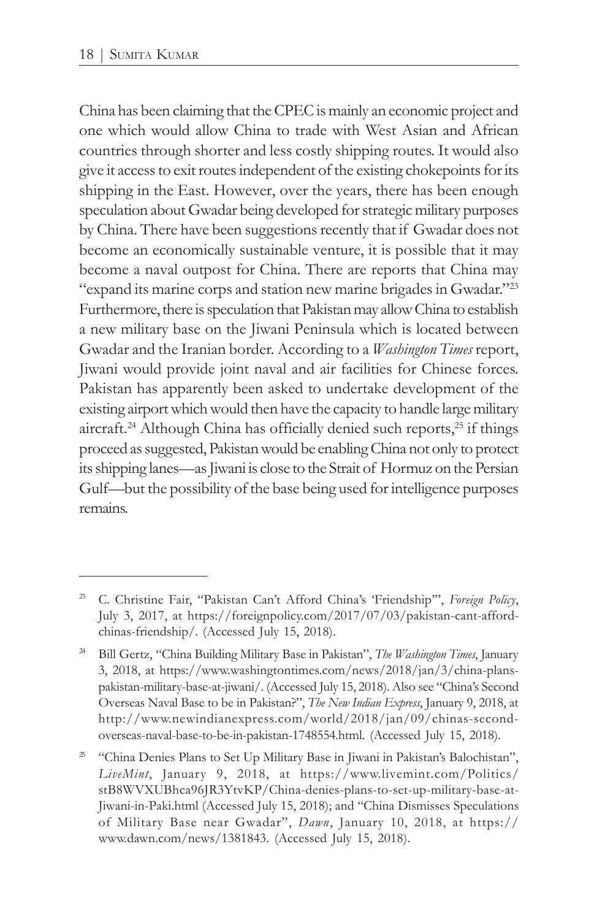China has been claiming that the CPEC is mainly an economic project and one which would allow China to trade with West Asian and African countries through shorter and less costly shipping routes. It would also give it access to exit routes independent of the existing chokepoints for its shipping in the East. However, over the years, there has been enough speculation about Gwadar being developed for strategic military purposes by China. There have been suggestions recently that if Gwadar does not become an economically sustainable venture, it is possible that it may become a naval outpost for China. There are reports that China may "expand its marine corps and station new marine brigades in Gwadar."[23] Furthermore, there is speculation that Pakistan may allow China to establish a new military base on the Jiwani Peninsula which is located between Gwadar and the Iranian border. According to a *Washington Times* report, Jiwani would provide joint naval and air facilities for Chinese forces. Pakistan has apparently been asked to undertake development of the existing airport which would then have the capacity to handle large military aircraft.[24] Although China has officially denied such reports,[25] if things proceed as suggested, Pakistan would be enabling China not only to protect its shipping lanes—as Jiwani is close to the Strait of Hormuz on the Persian Gulf—but the possibility of the base being used for intelligence purposes remains.

---

[23] C. Christine Fair, "Pakistan Can't Afford China's 'Friendship'", *Foreign Policy*, July 3, 2017, at https://foreignpolicy.com/2017/07/03/pakistan-cant-afford-chinas-friendship/. (Accessed July 15, 2018).

[24] Bill Gertz, "China Building Military Base in Pakistan", *The Washington Times*, January 3, 2018, at https://www.washingtontimes.com/news/2018/jan/3/china-plans-pakistan-military-base-at-jiwani/. (Accessed July 15, 2018). Also see "China's Second Overseas Naval Base to be in Pakistan?", *The New Indian Express*, January 9, 2018, at http://www.newindianexpress.com/world/2018/jan/09/chinas-second-overseas-naval-base-to-be-in-pakistan-1748554.html. (Accessed July 15, 2018).

[25] "China Denies Plans to Set Up Military Base in Jiwani in Pakistan's Balochistan", *LiveMint*, January 9, 2018, at https://www.livemint.com/Politics/stB8WVXUBhca96JR3YtvKP/China-denies-plans-to-set-up-military-base-at-Jiwani-in-Paki.html (Accessed July 15, 2018); and "China Dismisses Speculations of Military Base near Gwadar", *Dawn*, January 10, 2018, at https://www.dawn.com/news/1381843. (Accessed July 15, 2018).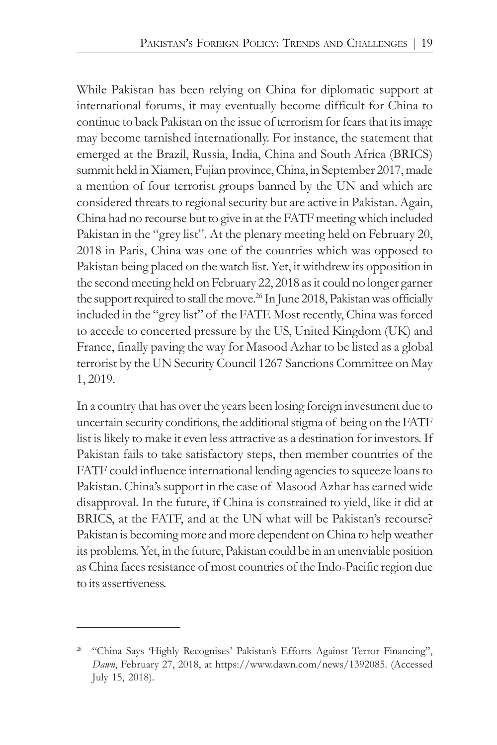While Pakistan has been relying on China for diplomatic support at international forums, it may eventually become difficult for China to continue to back Pakistan on the issue of terrorism for fears that its image may become tarnished internationally. For instance, the statement that emerged at the Brazil, Russia, India, China and South Africa (BRICS) summit held in Xiamen, Fujian province, China, in September 2017, made a mention of four terrorist groups banned by the UN and which are considered threats to regional security but are active in Pakistan. Again, China had no recourse but to give in at the FATF meeting which included Pakistan in the "grey list". At the plenary meeting held on February 20, 2018 in Paris, China was one of the countries which was opposed to Pakistan being placed on the watch list. Yet, it withdrew its opposition in the second meeting held on February 22, 2018 as it could no longer garner the support required to stall the move.[26] In June 2018, Pakistan was officially included in the "grey list" of the FATF. Most recently, China was forced to accede to concerted pressure by the US, United Kingdom (UK) and France, finally paving the way for Masood Azhar to be listed as a global terrorist by the UN Security Council 1267 Sanctions Committee on May 1, 2019.

In a country that has over the years been losing foreign investment due to uncertain security conditions, the additional stigma of being on the FATF list is likely to make it even less attractive as a destination for investors. If Pakistan fails to take satisfactory steps, then member countries of the FATF could influence international lending agencies to squeeze loans to Pakistan. China's support in the case of Masood Azhar has earned wide disapproval. In the future, if China is constrained to yield, like it did at BRICS, at the FATF, and at the UN what will be Pakistan's recourse? Pakistan is becoming more and more dependent on China to help weather its problems. Yet, in the future, Pakistan could be in an unenviable position as China faces resistance of most countries of the Indo-Pacific region due to its assertiveness.

---

[26] "China Says 'Highly Recognises' Pakistan's Efforts Against Terror Financing", *Dawn*, February 27, 2018, at https://www.dawn.com/news/1392085. (Accessed July 15, 2018).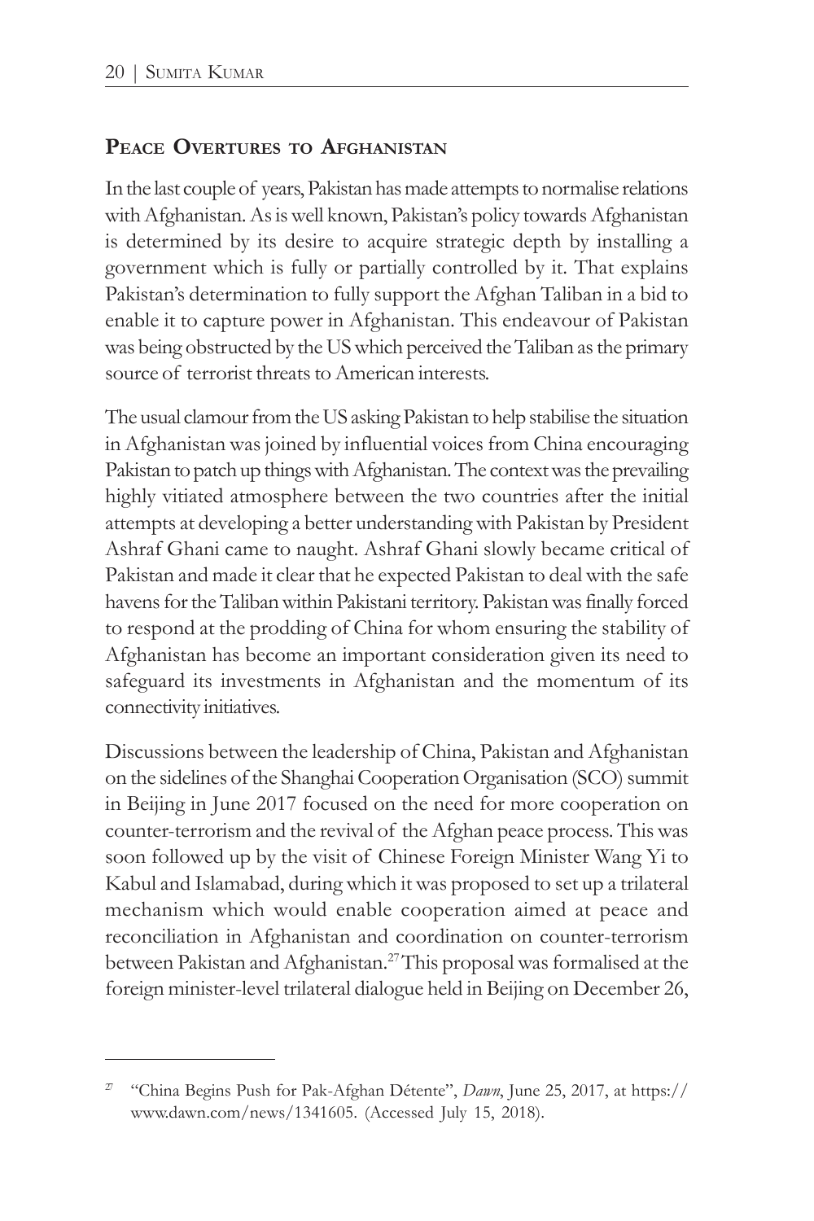## Peace Overtures to Afghanistan

In the last couple of years, Pakistan has made attempts to normalise relations with Afghanistan. As is well known, Pakistan's policy towards Afghanistan is determined by its desire to acquire strategic depth by installing a government which is fully or partially controlled by it. That explains Pakistan's determination to fully support the Afghan Taliban in a bid to enable it to capture power in Afghanistan. This endeavour of Pakistan was being obstructed by the US which perceived the Taliban as the primary source of terrorist threats to American interests.

The usual clamour from the US asking Pakistan to help stabilise the situation in Afghanistan was joined by influential voices from China encouraging Pakistan to patch up things with Afghanistan. The context was the prevailing highly vitiated atmosphere between the two countries after the initial attempts at developing a better understanding with Pakistan by President Ashraf Ghani came to naught. Ashraf Ghani slowly became critical of Pakistan and made it clear that he expected Pakistan to deal with the safe havens for the Taliban within Pakistani territory. Pakistan was finally forced to respond at the prodding of China for whom ensuring the stability of Afghanistan has become an important consideration given its need to safeguard its investments in Afghanistan and the momentum of its connectivity initiatives.

Discussions between the leadership of China, Pakistan and Afghanistan on the sidelines of the Shanghai Cooperation Organisation (SCO) summit in Beijing in June 2017 focused on the need for more cooperation on counter-terrorism and the revival of the Afghan peace process. This was soon followed up by the visit of Chinese Foreign Minister Wang Yi to Kabul and Islamabad, during which it was proposed to set up a trilateral mechanism which would enable cooperation aimed at peace and reconciliation in Afghanistan and coordination on counter-terrorism between Pakistan and Afghanistan.[27] This proposal was formalised at the foreign minister-level trilateral dialogue held in Beijing on December 26,

---

[27] "China Begins Push for Pak-Afghan Détente", *Dawn*, June 25, 2017, at https://www.dawn.com/news/1341605. (Accessed July 15, 2018).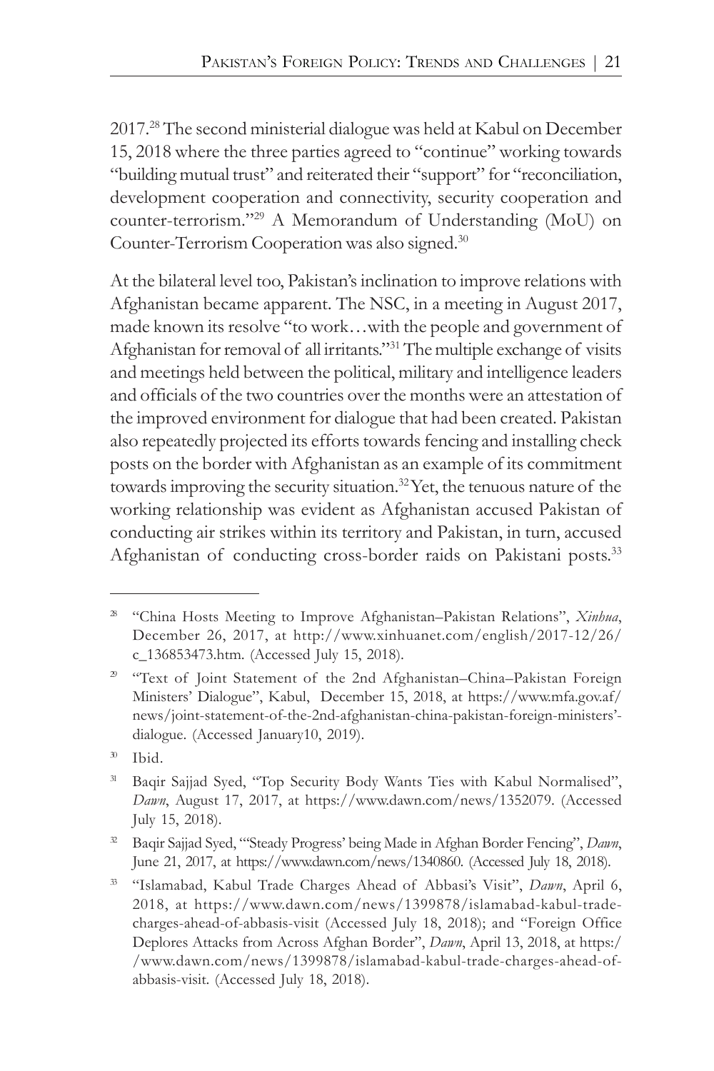2017.[28] The second ministerial dialogue was held at Kabul on December 15, 2018 where the three parties agreed to "continue" working towards "building mutual trust" and reiterated their "support" for "reconciliation, development cooperation and connectivity, security cooperation and counter-terrorism."[29] A Memorandum of Understanding (MoU) on Counter-Terrorism Cooperation was also signed.[30]

At the bilateral level too, Pakistan's inclination to improve relations with Afghanistan became apparent. The NSC, in a meeting in August 2017, made known its resolve "to work…with the people and government of Afghanistan for removal of all irritants."[31] The multiple exchange of visits and meetings held between the political, military and intelligence leaders and officials of the two countries over the months were an attestation of the improved environment for dialogue that had been created. Pakistan also repeatedly projected its efforts towards fencing and installing check posts on the border with Afghanistan as an example of its commitment towards improving the security situation.[32] Yet, the tenuous nature of the working relationship was evident as Afghanistan accused Pakistan of conducting air strikes within its territory and Pakistan, in turn, accused Afghanistan of conducting cross-border raids on Pakistani posts.[33]

---

[28] "China Hosts Meeting to Improve Afghanistan–Pakistan Relations", *Xinhua*, December 26, 2017, at http://www.xinhuanet.com/english/2017-12/26/c_136853473.htm. (Accessed July 15, 2018).

[29] "Text of Joint Statement of the 2nd Afghanistan–China–Pakistan Foreign Ministers' Dialogue", Kabul, December 15, 2018, at https://www.mfa.gov.af/news/joint-statement-of-the-2nd-afghanistan-china-pakistan-foreign-ministers'-dialogue. (Accessed January10, 2019).

[30] Ibid.

[31] Baqir Sajjad Syed, "Top Security Body Wants Ties with Kabul Normalised", *Dawn*, August 17, 2017, at https://www.dawn.com/news/1352079. (Accessed July 15, 2018).

[32] Baqir Sajjad Syed, "'Steady Progress' being Made in Afghan Border Fencing", *Dawn*, June 21, 2017, at https://www.dawn.com/news/1340860. (Accessed July 18, 2018).

[33] "Islamabad, Kabul Trade Charges Ahead of Abbasi's Visit", *Dawn*, April 6, 2018, at https://www.dawn.com/news/1399878/islamabad-kabul-trade-charges-ahead-of-abbasis-visit (Accessed July 18, 2018); and "Foreign Office Deplores Attacks from Across Afghan Border", *Dawn*, April 13, 2018, at https://www.dawn.com/news/1399878/islamabad-kabul-trade-charges-ahead-of-abbasis-visit. (Accessed July 18, 2018).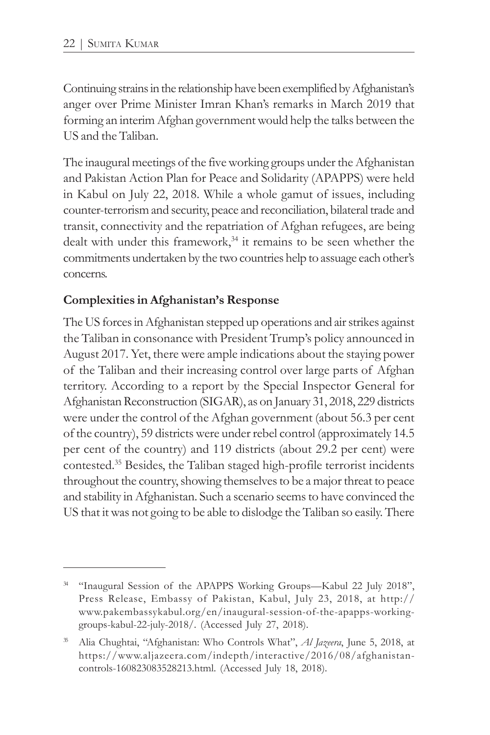Continuing strains in the relationship have been exemplified by Afghanistan's anger over Prime Minister Imran Khan's remarks in March 2019 that forming an interim Afghan government would help the talks between the US and the Taliban.

The inaugural meetings of the five working groups under the Afghanistan and Pakistan Action Plan for Peace and Solidarity (APAPPS) were held in Kabul on July 22, 2018. While a whole gamut of issues, including counter-terrorism and security, peace and reconciliation, bilateral trade and transit, connectivity and the repatriation of Afghan refugees, are being dealt with under this framework,[34] it remains to be seen whether the commitments undertaken by the two countries help to assuage each other's concerns.

**Complexities in Afghanistan's Response**

The US forces in Afghanistan stepped up operations and air strikes against the Taliban in consonance with President Trump's policy announced in August 2017. Yet, there were ample indications about the staying power of the Taliban and their increasing control over large parts of Afghan territory. According to a report by the Special Inspector General for Afghanistan Reconstruction (SIGAR), as on January 31, 2018, 229 districts were under the control of the Afghan government (about 56.3 per cent of the country), 59 districts were under rebel control (approximately 14.5 per cent of the country) and 119 districts (about 29.2 per cent) were contested.[35] Besides, the Taliban staged high-profile terrorist incidents throughout the country, showing themselves to be a major threat to peace and stability in Afghanistan. Such a scenario seems to have convinced the US that it was not going to be able to dislodge the Taliban so easily. There

---

[34] "Inaugural Session of the APAPPS Working Groups—Kabul 22 July 2018", Press Release, Embassy of Pakistan, Kabul, July 23, 2018, at http://www.pakembassykabul.org/en/inaugural-session-of-the-apapps-working-groups-kabul-22-july-2018/. (Accessed July 27, 2018).

[35] Alia Chughtai, "Afghanistan: Who Controls What", *Al Jazeera*, June 5, 2018, at https://www.aljazeera.com/indepth/interactive/2016/08/afghanistan-controls-160823083528213.html. (Accessed July 18, 2018).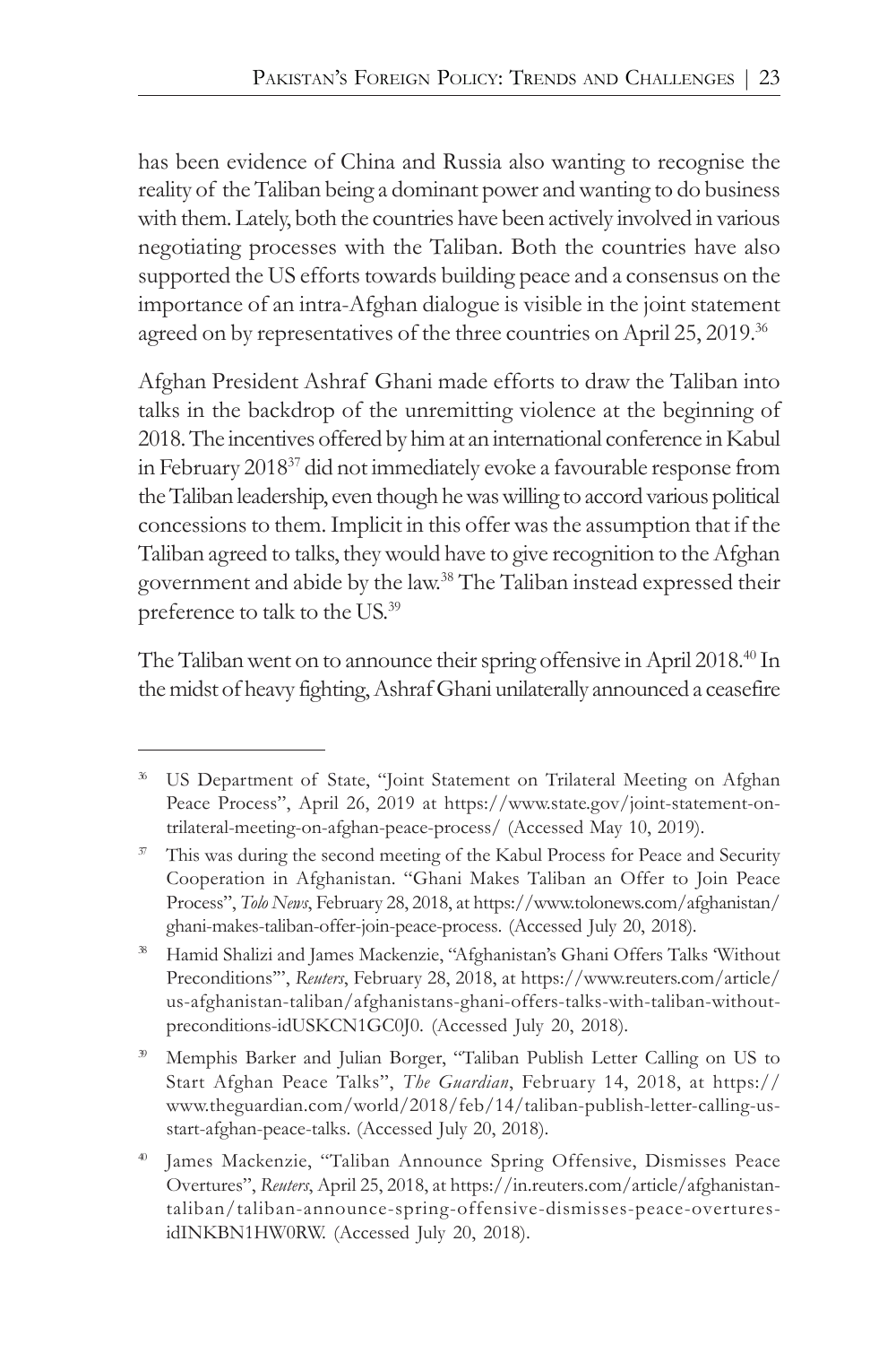has been evidence of China and Russia also wanting to recognise the reality of the Taliban being a dominant power and wanting to do business with them. Lately, both the countries have been actively involved in various negotiating processes with the Taliban. Both the countries have also supported the US efforts towards building peace and a consensus on the importance of an intra-Afghan dialogue is visible in the joint statement agreed on by representatives of the three countries on April 25, 2019.[36]

Afghan President Ashraf Ghani made efforts to draw the Taliban into talks in the backdrop of the unremitting violence at the beginning of 2018. The incentives offered by him at an international conference in Kabul in February 2018[37] did not immediately evoke a favourable response from the Taliban leadership, even though he was willing to accord various political concessions to them. Implicit in this offer was the assumption that if the Taliban agreed to talks, they would have to give recognition to the Afghan government and abide by the law.[38] The Taliban instead expressed their preference to talk to the US.[39]

The Taliban went on to announce their spring offensive in April 2018.[40] In the midst of heavy fighting, Ashraf Ghani unilaterally announced a ceasefire

---

[36] US Department of State, "Joint Statement on Trilateral Meeting on Afghan Peace Process", April 26, 2019 at https://www.state.gov/joint-statement-on-trilateral-meeting-on-afghan-peace-process/ (Accessed May 10, 2019).

[37] This was during the second meeting of the Kabul Process for Peace and Security Cooperation in Afghanistan. "Ghani Makes Taliban an Offer to Join Peace Process", *Tolo News*, February 28, 2018, at https://www.tolonews.com/afghanistan/ghani-makes-taliban-offer-join-peace-process. (Accessed July 20, 2018).

[38] Hamid Shalizi and James Mackenzie, "Afghanistan's Ghani Offers Talks 'Without Preconditions'", *Reuters*, February 28, 2018, at https://www.reuters.com/article/us-afghanistan-taliban/afghanistans-ghani-offers-talks-with-taliban-without-preconditions-idUSKCN1GC0J0. (Accessed July 20, 2018).

[39] Memphis Barker and Julian Borger, "Taliban Publish Letter Calling on US to Start Afghan Peace Talks", *The Guardian*, February 14, 2018, at https://www.theguardian.com/world/2018/feb/14/taliban-publish-letter-calling-us-start-afghan-peace-talks. (Accessed July 20, 2018).

[40] James Mackenzie, "Taliban Announce Spring Offensive, Dismisses Peace Overtures", *Reuters*, April 25, 2018, at https://in.reuters.com/article/afghanistan-taliban/taliban-announce-spring-offensive-dismisses-peace-overtures-idINKBN1HW0RW. (Accessed July 20, 2018).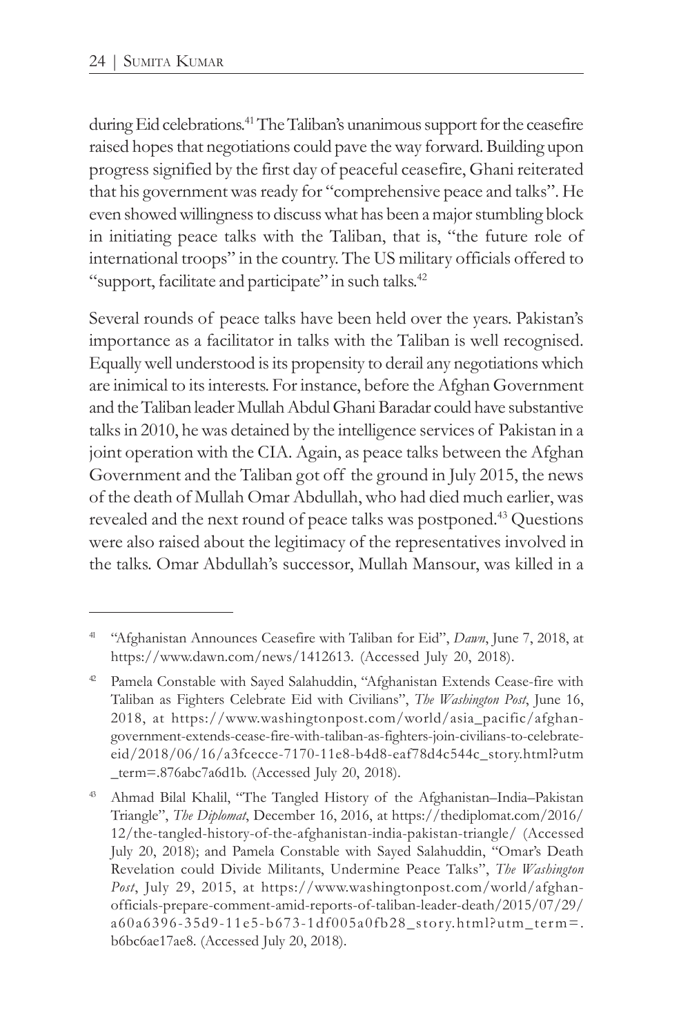during Eid celebrations.[41] The Taliban's unanimous support for the ceasefire raised hopes that negotiations could pave the way forward. Building upon progress signified by the first day of peaceful ceasefire, Ghani reiterated that his government was ready for "comprehensive peace and talks". He even showed willingness to discuss what has been a major stumbling block in initiating peace talks with the Taliban, that is, "the future role of international troops" in the country. The US military officials offered to "support, facilitate and participate" in such talks.[42]

Several rounds of peace talks have been held over the years. Pakistan's importance as a facilitator in talks with the Taliban is well recognised. Equally well understood is its propensity to derail any negotiations which are inimical to its interests. For instance, before the Afghan Government and the Taliban leader Mullah Abdul Ghani Baradar could have substantive talks in 2010, he was detained by the intelligence services of Pakistan in a joint operation with the CIA. Again, as peace talks between the Afghan Government and the Taliban got off the ground in July 2015, the news of the death of Mullah Omar Abdullah, who had died much earlier, was revealed and the next round of peace talks was postponed.[43] Questions were also raised about the legitimacy of the representatives involved in the talks. Omar Abdullah's successor, Mullah Mansour, was killed in a

---

[41] "Afghanistan Announces Ceasefire with Taliban for Eid", *Dawn*, June 7, 2018, at https://www.dawn.com/news/1412613. (Accessed July 20, 2018).

[42] Pamela Constable with Sayed Salahuddin, "Afghanistan Extends Cease-fire with Taliban as Fighters Celebrate Eid with Civilians", *The Washington Post*, June 16, 2018, at https://www.washingtonpost.com/world/asia_pacific/afghan-government-extends-cease-fire-with-taliban-as-fighters-join-civilians-to-celebrate-eid/2018/06/16/a3fcecce-7170-11e8-b4d8-eaf78d4c544c_story.html?utm_term=.876abc7a6d1b. (Accessed July 20, 2018).

[43] Ahmad Bilal Khalil, "The Tangled History of the Afghanistan–India–Pakistan Triangle", *The Diplomat*, December 16, 2016, at https://thediplomat.com/2016/12/the-tangled-history-of-the-afghanistan-india-pakistan-triangle/ (Accessed July 20, 2018); and Pamela Constable with Sayed Salahuddin, "Omar's Death Revelation could Divide Militants, Undermine Peace Talks", *The Washington Post*, July 29, 2015, at https://www.washingtonpost.com/world/afghan-officials-prepare-comment-amid-reports-of-taliban-leader-death/2015/07/29/a60a6396-35d9-11e5-b673-1df005a0fb28_story.html?utm_term=.b6bc6ae17ae8. (Accessed July 20, 2018).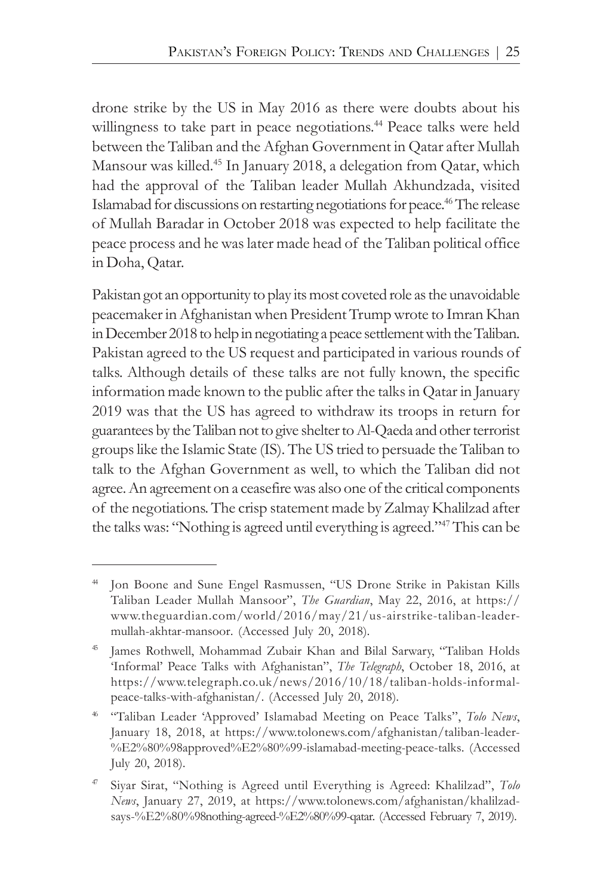drone strike by the US in May 2016 as there were doubts about his willingness to take part in peace negotiations.[44] Peace talks were held between the Taliban and the Afghan Government in Qatar after Mullah Mansour was killed.[45] In January 2018, a delegation from Qatar, which had the approval of the Taliban leader Mullah Akhundzada, visited Islamabad for discussions on restarting negotiations for peace.[46] The release of Mullah Baradar in October 2018 was expected to help facilitate the peace process and he was later made head of the Taliban political office in Doha, Qatar.

Pakistan got an opportunity to play its most coveted role as the unavoidable peacemaker in Afghanistan when President Trump wrote to Imran Khan in December 2018 to help in negotiating a peace settlement with the Taliban. Pakistan agreed to the US request and participated in various rounds of talks. Although details of these talks are not fully known, the specific information made known to the public after the talks in Qatar in January 2019 was that the US has agreed to withdraw its troops in return for guarantees by the Taliban not to give shelter to Al-Qaeda and other terrorist groups like the Islamic State (IS). The US tried to persuade the Taliban to talk to the Afghan Government as well, to which the Taliban did not agree. An agreement on a ceasefire was also one of the critical components of the negotiations. The crisp statement made by Zalmay Khalilzad after the talks was: "Nothing is agreed until everything is agreed."[47] This can be

---

[44] Jon Boone and Sune Engel Rasmussen, "US Drone Strike in Pakistan Kills Taliban Leader Mullah Mansoor", *The Guardian*, May 22, 2016, at https://www.theguardian.com/world/2016/may/21/us-airstrike-taliban-leader-mullah-akhtar-mansoor. (Accessed July 20, 2018).

[45] James Rothwell, Mohammad Zubair Khan and Bilal Sarwary, "Taliban Holds 'Informal' Peace Talks with Afghanistan", *The Telegraph*, October 18, 2016, at https://www.telegraph.co.uk/news/2016/10/18/taliban-holds-informal-peace-talks-with-afghanistan/. (Accessed July 20, 2018).

[46] "Taliban Leader 'Approved' Islamabad Meeting on Peace Talks", *Tolo News*, January 18, 2018, at https://www.tolonews.com/afghanistan/taliban-leader-%E2%80%98approved%E2%80%99-islamabad-meeting-peace-talks. (Accessed July 20, 2018).

[47] Siyar Sirat, "Nothing is Agreed until Everything is Agreed: Khalilzad", *Tolo News*, January 27, 2019, at https://www.tolonews.com/afghanistan/khalilzad-says-%E2%80%98nothing-agreed-%E2%80%99-qatar. (Accessed February 7, 2019).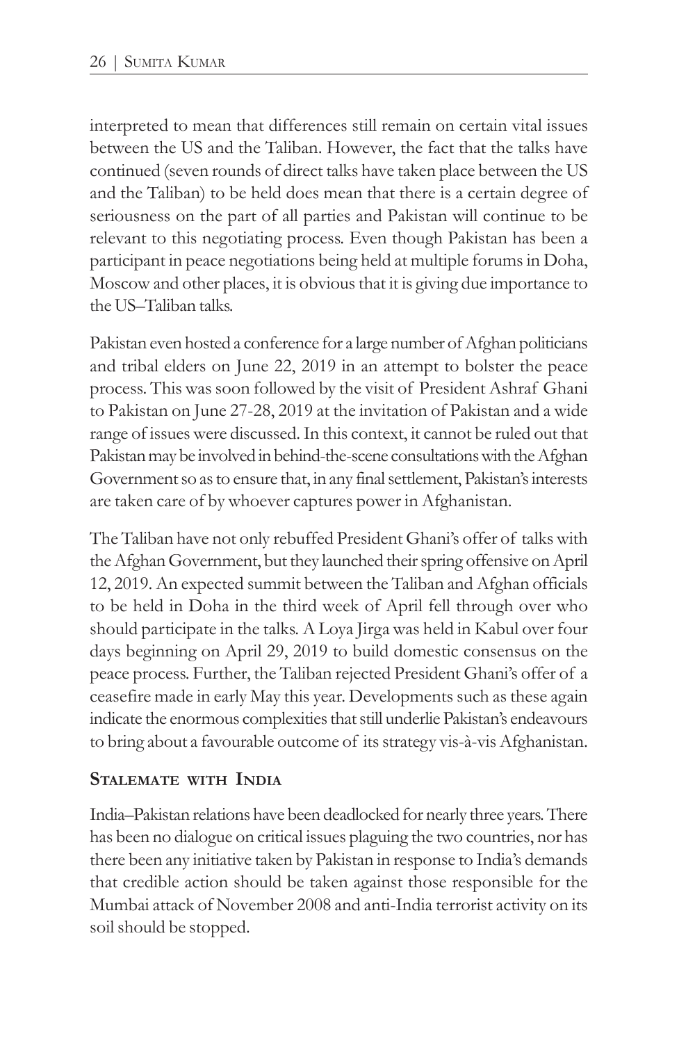interpreted to mean that differences still remain on certain vital issues between the US and the Taliban. However, the fact that the talks have continued (seven rounds of direct talks have taken place between the US and the Taliban) to be held does mean that there is a certain degree of seriousness on the part of all parties and Pakistan will continue to be relevant to this negotiating process. Even though Pakistan has been a participant in peace negotiations being held at multiple forums in Doha, Moscow and other places, it is obvious that it is giving due importance to the US–Taliban talks.

Pakistan even hosted a conference for a large number of Afghan politicians and tribal elders on June 22, 2019 in an attempt to bolster the peace process. This was soon followed by the visit of President Ashraf Ghani to Pakistan on June 27-28, 2019 at the invitation of Pakistan and a wide range of issues were discussed. In this context, it cannot be ruled out that Pakistan may be involved in behind-the-scene consultations with the Afghan Government so as to ensure that, in any final settlement, Pakistan's interests are taken care of by whoever captures power in Afghanistan.

The Taliban have not only rebuffed President Ghani's offer of talks with the Afghan Government, but they launched their spring offensive on April 12, 2019. An expected summit between the Taliban and Afghan officials to be held in Doha in the third week of April fell through over who should participate in the talks. A Loya Jirga was held in Kabul over four days beginning on April 29, 2019 to build domestic consensus on the peace process. Further, the Taliban rejected President Ghani's offer of a ceasefire made in early May this year. Developments such as these again indicate the enormous complexities that still underlie Pakistan's endeavours to bring about a favourable outcome of its strategy vis-à-vis Afghanistan.

## Stalemate with India

India–Pakistan relations have been deadlocked for nearly three years. There has been no dialogue on critical issues plaguing the two countries, nor has there been any initiative taken by Pakistan in response to India's demands that credible action should be taken against those responsible for the Mumbai attack of November 2008 and anti-India terrorist activity on its soil should be stopped.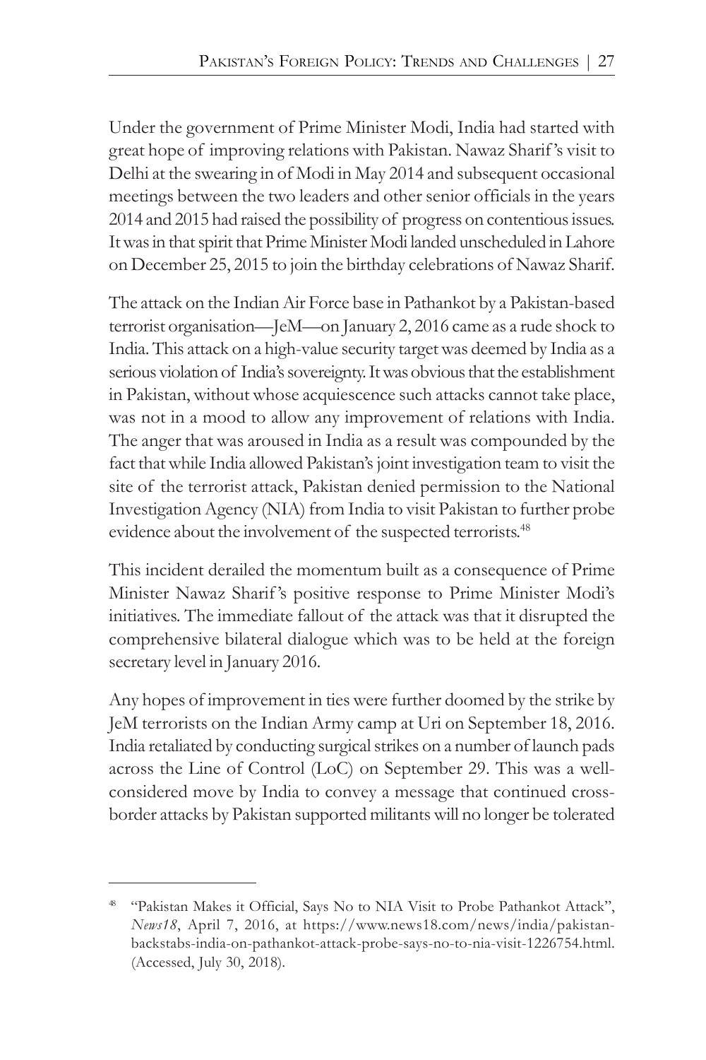Under the government of Prime Minister Modi, India had started with great hope of improving relations with Pakistan. Nawaz Sharif's visit to Delhi at the swearing in of Modi in May 2014 and subsequent occasional meetings between the two leaders and other senior officials in the years 2014 and 2015 had raised the possibility of progress on contentious issues. It was in that spirit that Prime Minister Modi landed unscheduled in Lahore on December 25, 2015 to join the birthday celebrations of Nawaz Sharif.

The attack on the Indian Air Force base in Pathankot by a Pakistan-based terrorist organisation—JeM—on January 2, 2016 came as a rude shock to India. This attack on a high-value security target was deemed by India as a serious violation of India's sovereignty. It was obvious that the establishment in Pakistan, without whose acquiescence such attacks cannot take place, was not in a mood to allow any improvement of relations with India. The anger that was aroused in India as a result was compounded by the fact that while India allowed Pakistan's joint investigation team to visit the site of the terrorist attack, Pakistan denied permission to the National Investigation Agency (NIA) from India to visit Pakistan to further probe evidence about the involvement of the suspected terrorists.[48]

This incident derailed the momentum built as a consequence of Prime Minister Nawaz Sharif's positive response to Prime Minister Modi's initiatives. The immediate fallout of the attack was that it disrupted the comprehensive bilateral dialogue which was to be held at the foreign secretary level in January 2016.

Any hopes of improvement in ties were further doomed by the strike by JeM terrorists on the Indian Army camp at Uri on September 18, 2016. India retaliated by conducting surgical strikes on a number of launch pads across the Line of Control (LoC) on September 29. This was a well-considered move by India to convey a message that continued cross-border attacks by Pakistan supported militants will no longer be tolerated

---

[48] "Pakistan Makes it Official, Says No to NIA Visit to Probe Pathankot Attack", *News18*, April 7, 2016, at https://www.news18.com/news/india/pakistan-backstabs-india-on-pathankot-attack-probe-says-no-to-nia-visit-1226754.html. (Accessed, July 30, 2018).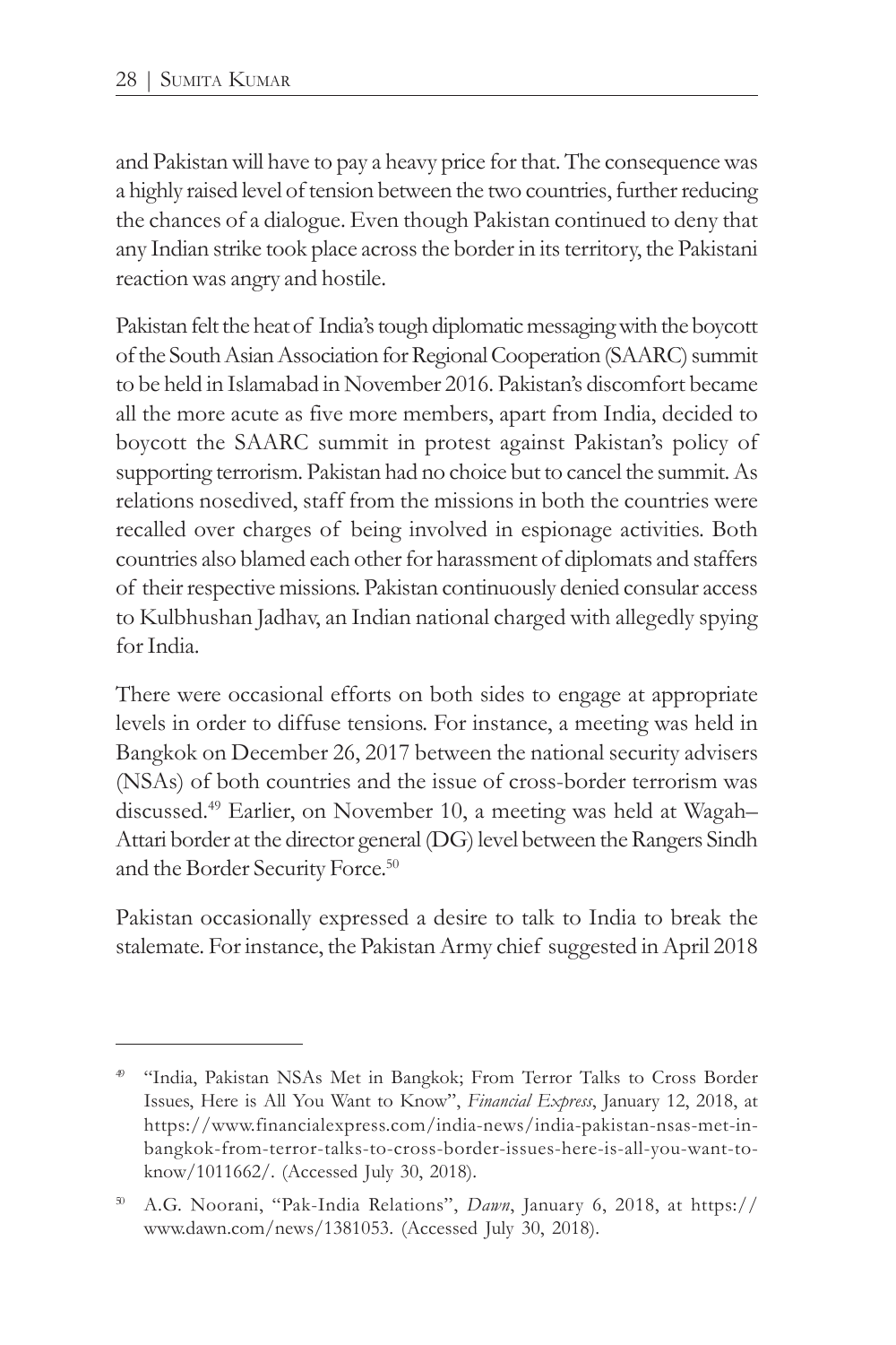and Pakistan will have to pay a heavy price for that. The consequence was a highly raised level of tension between the two countries, further reducing the chances of a dialogue. Even though Pakistan continued to deny that any Indian strike took place across the border in its territory, the Pakistani reaction was angry and hostile.

Pakistan felt the heat of India's tough diplomatic messaging with the boycott of the South Asian Association for Regional Cooperation (SAARC) summit to be held in Islamabad in November 2016. Pakistan's discomfort became all the more acute as five more members, apart from India, decided to boycott the SAARC summit in protest against Pakistan's policy of supporting terrorism. Pakistan had no choice but to cancel the summit. As relations nosedived, staff from the missions in both the countries were recalled over charges of being involved in espionage activities. Both countries also blamed each other for harassment of diplomats and staffers of their respective missions. Pakistan continuously denied consular access to Kulbhushan Jadhav, an Indian national charged with allegedly spying for India.

There were occasional efforts on both sides to engage at appropriate levels in order to diffuse tensions. For instance, a meeting was held in Bangkok on December 26, 2017 between the national security advisers (NSAs) of both countries and the issue of cross-border terrorism was discussed.[49] Earlier, on November 10, a meeting was held at Wagah–Attari border at the director general (DG) level between the Rangers Sindh and the Border Security Force.[50]

Pakistan occasionally expressed a desire to talk to India to break the stalemate. For instance, the Pakistan Army chief suggested in April 2018

---

[49] "India, Pakistan NSAs Met in Bangkok; From Terror Talks to Cross Border Issues, Here is All You Want to Know", *Financial Express*, January 12, 2018, at https://www.financialexpress.com/india-news/india-pakistan-nsas-met-in-bangkok-from-terror-talks-to-cross-border-issues-here-is-all-you-want-to-know/1011662/. (Accessed July 30, 2018).

[50] A.G. Noorani, "Pak-India Relations", *Dawn*, January 6, 2018, at https://www.dawn.com/news/1381053. (Accessed July 30, 2018).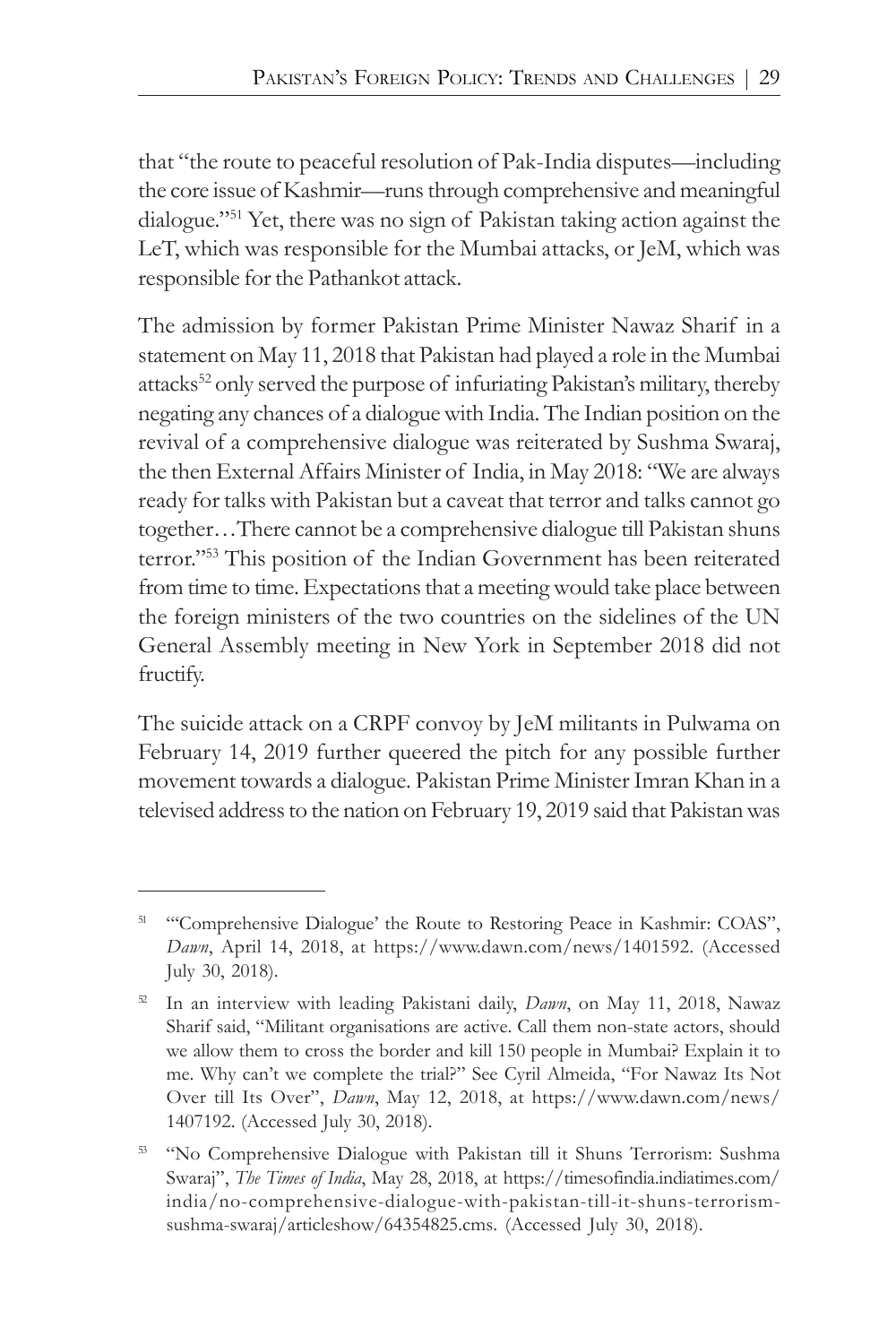that "the route to peaceful resolution of Pak-India disputes—including the core issue of Kashmir—runs through comprehensive and meaningful dialogue."[51] Yet, there was no sign of Pakistan taking action against the LeT, which was responsible for the Mumbai attacks, or JeM, which was responsible for the Pathankot attack.

The admission by former Pakistan Prime Minister Nawaz Sharif in a statement on May 11, 2018 that Pakistan had played a role in the Mumbai attacks[52] only served the purpose of infuriating Pakistan's military, thereby negating any chances of a dialogue with India. The Indian position on the revival of a comprehensive dialogue was reiterated by Sushma Swaraj, the then External Affairs Minister of India, in May 2018: "We are always ready for talks with Pakistan but a caveat that terror and talks cannot go together…There cannot be a comprehensive dialogue till Pakistan shuns terror."[53] This position of the Indian Government has been reiterated from time to time. Expectations that a meeting would take place between the foreign ministers of the two countries on the sidelines of the UN General Assembly meeting in New York in September 2018 did not fructify.

The suicide attack on a CRPF convoy by JeM militants in Pulwama on February 14, 2019 further queered the pitch for any possible further movement towards a dialogue. Pakistan Prime Minister Imran Khan in a televised address to the nation on February 19, 2019 said that Pakistan was

---

[51] "'Comprehensive Dialogue' the Route to Restoring Peace in Kashmir: COAS", *Dawn*, April 14, 2018, at https://www.dawn.com/news/1401592. (Accessed July 30, 2018).

[52] In an interview with leading Pakistani daily, *Dawn*, on May 11, 2018, Nawaz Sharif said, "Militant organisations are active. Call them non-state actors, should we allow them to cross the border and kill 150 people in Mumbai? Explain it to me. Why can't we complete the trial?" See Cyril Almeida, "For Nawaz Its Not Over till Its Over", *Dawn*, May 12, 2018, at https://www.dawn.com/news/1407192. (Accessed July 30, 2018).

[53] "No Comprehensive Dialogue with Pakistan till it Shuns Terrorism: Sushma Swaraj", *The Times of India*, May 28, 2018, at https://timesofindia.indiatimes.com/india/no-comprehensive-dialogue-with-pakistan-till-it-shuns-terrorism-sushma-swaraj/articleshow/64354825.cms. (Accessed July 30, 2018).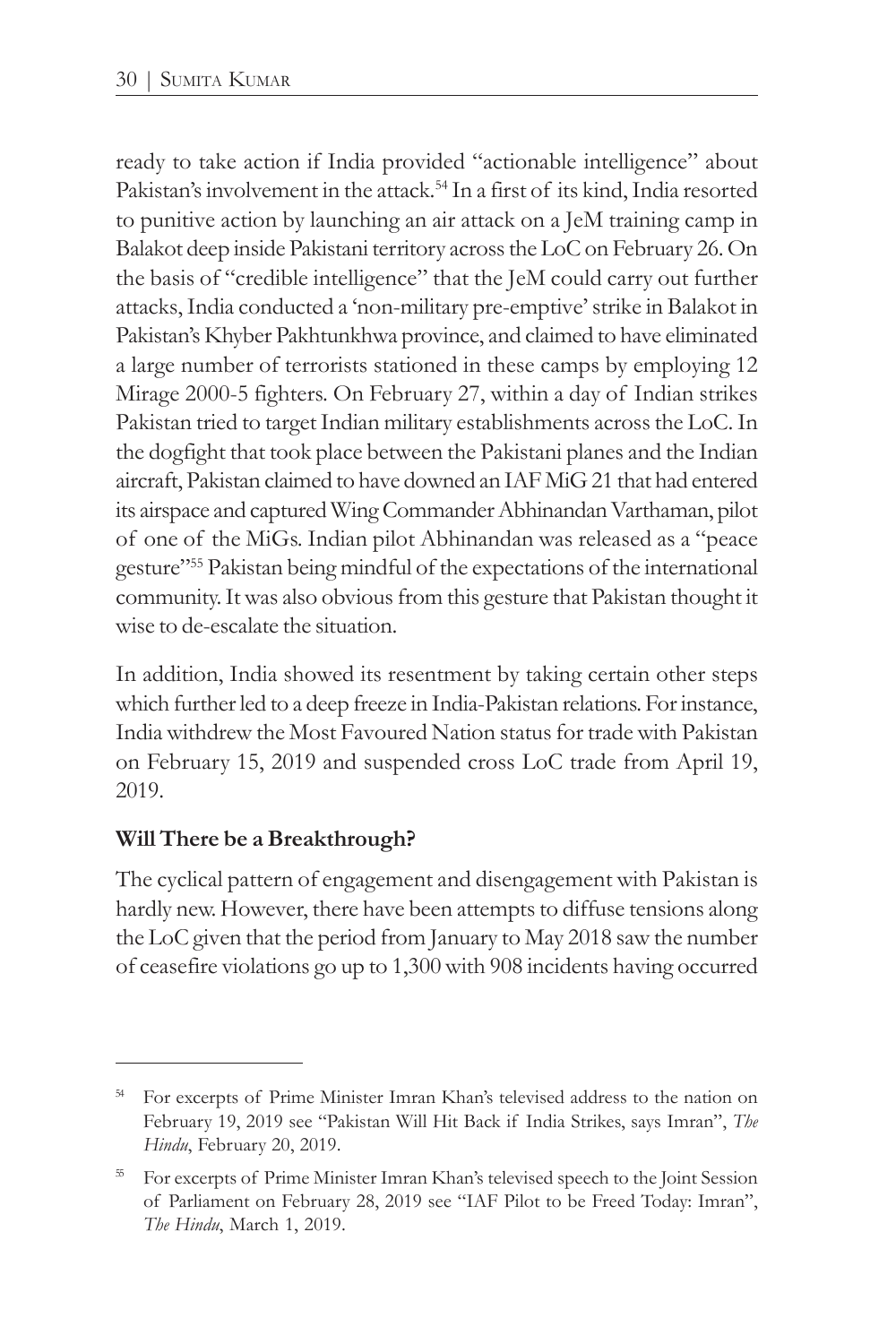ready to take action if India provided "actionable intelligence" about Pakistan's involvement in the attack.[54] In a first of its kind, India resorted to punitive action by launching an air attack on a JeM training camp in Balakot deep inside Pakistani territory across the LoC on February 26. On the basis of "credible intelligence" that the JeM could carry out further attacks, India conducted a 'non-military pre-emptive' strike in Balakot in Pakistan's Khyber Pakhtunkhwa province, and claimed to have eliminated a large number of terrorists stationed in these camps by employing 12 Mirage 2000-5 fighters. On February 27, within a day of Indian strikes Pakistan tried to target Indian military establishments across the LoC. In the dogfight that took place between the Pakistani planes and the Indian aircraft, Pakistan claimed to have downed an IAF MiG 21 that had entered its airspace and captured Wing Commander Abhinandan Varthaman, pilot of one of the MiGs. Indian pilot Abhinandan was released as a "peace gesture"[55] Pakistan being mindful of the expectations of the international community. It was also obvious from this gesture that Pakistan thought it wise to de-escalate the situation.

In addition, India showed its resentment by taking certain other steps which further led to a deep freeze in India-Pakistan relations. For instance, India withdrew the Most Favoured Nation status for trade with Pakistan on February 15, 2019 and suspended cross LoC trade from April 19, 2019.

**Will There be a Breakthrough?**

The cyclical pattern of engagement and disengagement with Pakistan is hardly new. However, there have been attempts to diffuse tensions along the LoC given that the period from January to May 2018 saw the number of ceasefire violations go up to 1,300 with 908 incidents having occurred

---

[54] For excerpts of Prime Minister Imran Khan's televised address to the nation on February 19, 2019 see "Pakistan Will Hit Back if India Strikes, says Imran", *The Hindu*, February 20, 2019.

[55] For excerpts of Prime Minister Imran Khan's televised speech to the Joint Session of Parliament on February 28, 2019 see "IAF Pilot to be Freed Today: Imran", *The Hindu*, March 1, 2019.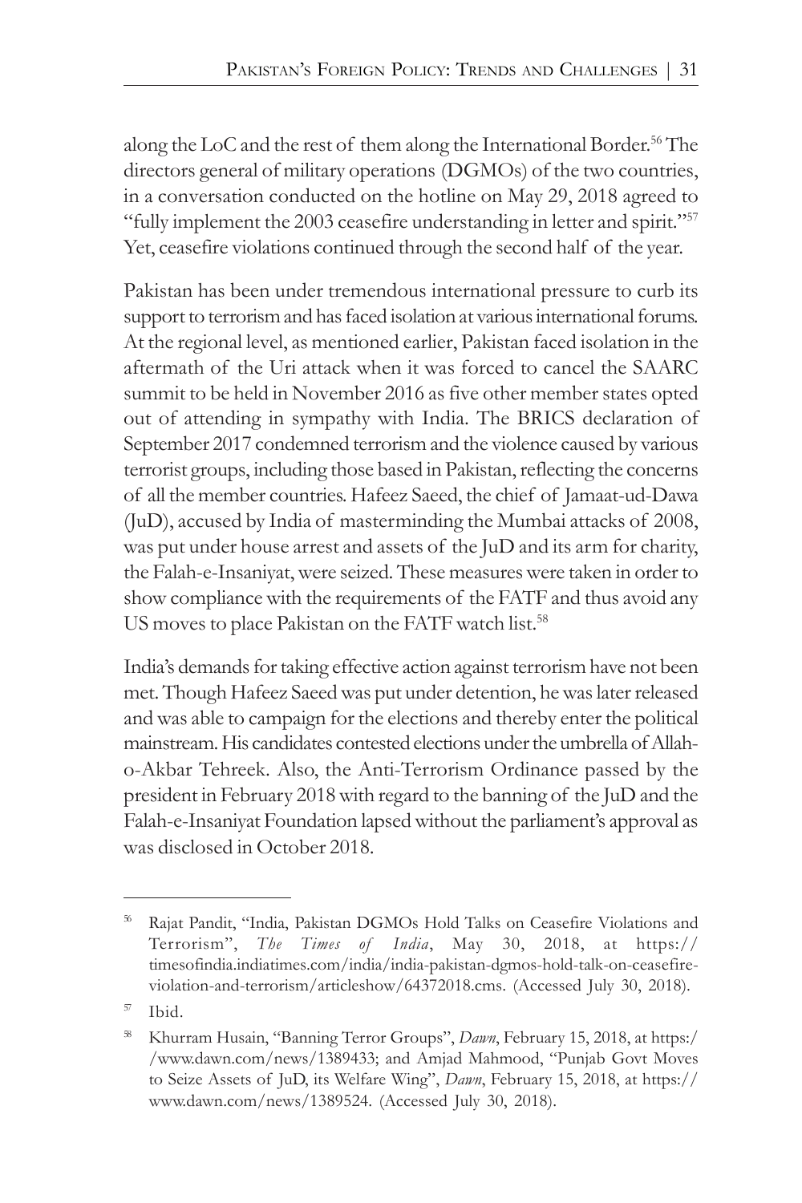along the LoC and the rest of them along the International Border.[56] The directors general of military operations (DGMOs) of the two countries, in a conversation conducted on the hotline on May 29, 2018 agreed to "fully implement the 2003 ceasefire understanding in letter and spirit."[57] Yet, ceasefire violations continued through the second half of the year.

Pakistan has been under tremendous international pressure to curb its support to terrorism and has faced isolation at various international forums. At the regional level, as mentioned earlier, Pakistan faced isolation in the aftermath of the Uri attack when it was forced to cancel the SAARC summit to be held in November 2016 as five other member states opted out of attending in sympathy with India. The BRICS declaration of September 2017 condemned terrorism and the violence caused by various terrorist groups, including those based in Pakistan, reflecting the concerns of all the member countries. Hafeez Saeed, the chief of Jamaat-ud-Dawa (JuD), accused by India of masterminding the Mumbai attacks of 2008, was put under house arrest and assets of the JuD and its arm for charity, the Falah-e-Insaniyat, were seized. These measures were taken in order to show compliance with the requirements of the FATF and thus avoid any US moves to place Pakistan on the FATF watch list.[58]

India's demands for taking effective action against terrorism have not been met. Though Hafeez Saeed was put under detention, he was later released and was able to campaign for the elections and thereby enter the political mainstream. His candidates contested elections under the umbrella of Allah-o-Akbar Tehreek. Also, the Anti-Terrorism Ordinance passed by the president in February 2018 with regard to the banning of the JuD and the Falah-e-Insaniyat Foundation lapsed without the parliament's approval as was disclosed in October 2018.

---

[56] Rajat Pandit, "India, Pakistan DGMOs Hold Talks on Ceasefire Violations and Terrorism", *The Times of India*, May 30, 2018, at https://timesofindia.indiatimes.com/india/india-pakistan-dgmos-hold-talk-on-ceasefire-violation-and-terrorism/articleshow/64372018.cms. (Accessed July 30, 2018).

[57] Ibid.

[58] Khurram Husain, "Banning Terror Groups", *Dawn*, February 15, 2018, at https://www.dawn.com/news/1389433; and Amjad Mahmood, "Punjab Govt Moves to Seize Assets of JuD, its Welfare Wing", *Dawn*, February 15, 2018, at https://www.dawn.com/news/1389524. (Accessed July 30, 2018).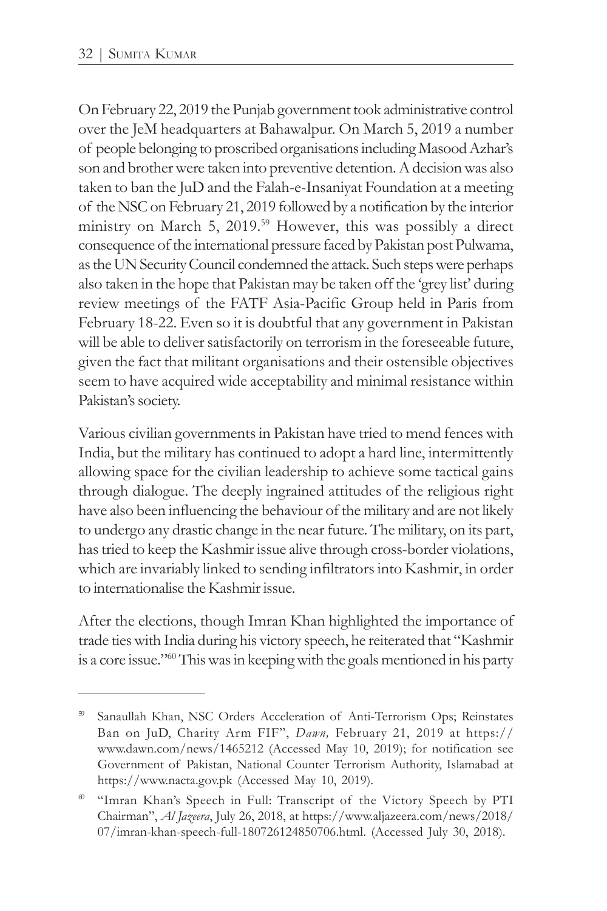On February 22, 2019 the Punjab government took administrative control over the JeM headquarters at Bahawalpur. On March 5, 2019 a number of people belonging to proscribed organisations including Masood Azhar's son and brother were taken into preventive detention. A decision was also taken to ban the JuD and the Falah-e-Insaniyat Foundation at a meeting of the NSC on February 21, 2019 followed by a notification by the interior ministry on March 5, 2019.[59] However, this was possibly a direct consequence of the international pressure faced by Pakistan post Pulwama, as the UN Security Council condemned the attack. Such steps were perhaps also taken in the hope that Pakistan may be taken off the 'grey list' during review meetings of the FATF Asia-Pacific Group held in Paris from February 18-22. Even so it is doubtful that any government in Pakistan will be able to deliver satisfactorily on terrorism in the foreseeable future, given the fact that militant organisations and their ostensible objectives seem to have acquired wide acceptability and minimal resistance within Pakistan's society.

Various civilian governments in Pakistan have tried to mend fences with India, but the military has continued to adopt a hard line, intermittently allowing space for the civilian leadership to achieve some tactical gains through dialogue. The deeply ingrained attitudes of the religious right have also been influencing the behaviour of the military and are not likely to undergo any drastic change in the near future. The military, on its part, has tried to keep the Kashmir issue alive through cross-border violations, which are invariably linked to sending infiltrators into Kashmir, in order to internationalise the Kashmir issue.

After the elections, though Imran Khan highlighted the importance of trade ties with India during his victory speech, he reiterated that "Kashmir is a core issue."[60] This was in keeping with the goals mentioned in his party

---

[59] Sanaullah Khan, NSC Orders Acceleration of Anti-Terrorism Ops; Reinstates Ban on JuD, Charity Arm FIF", *Dawn,* February 21, 2019 at https://www.dawn.com/news/1465212 (Accessed May 10, 2019); for notification see Government of Pakistan, National Counter Terrorism Authority, Islamabad at https://www.nacta.gov.pk (Accessed May 10, 2019).

[60] "Imran Khan's Speech in Full: Transcript of the Victory Speech by PTI Chairman", *Al Jazeera*, July 26, 2018, at https://www.aljazeera.com/news/2018/07/imran-khan-speech-full-180726124850706.html. (Accessed July 30, 2018).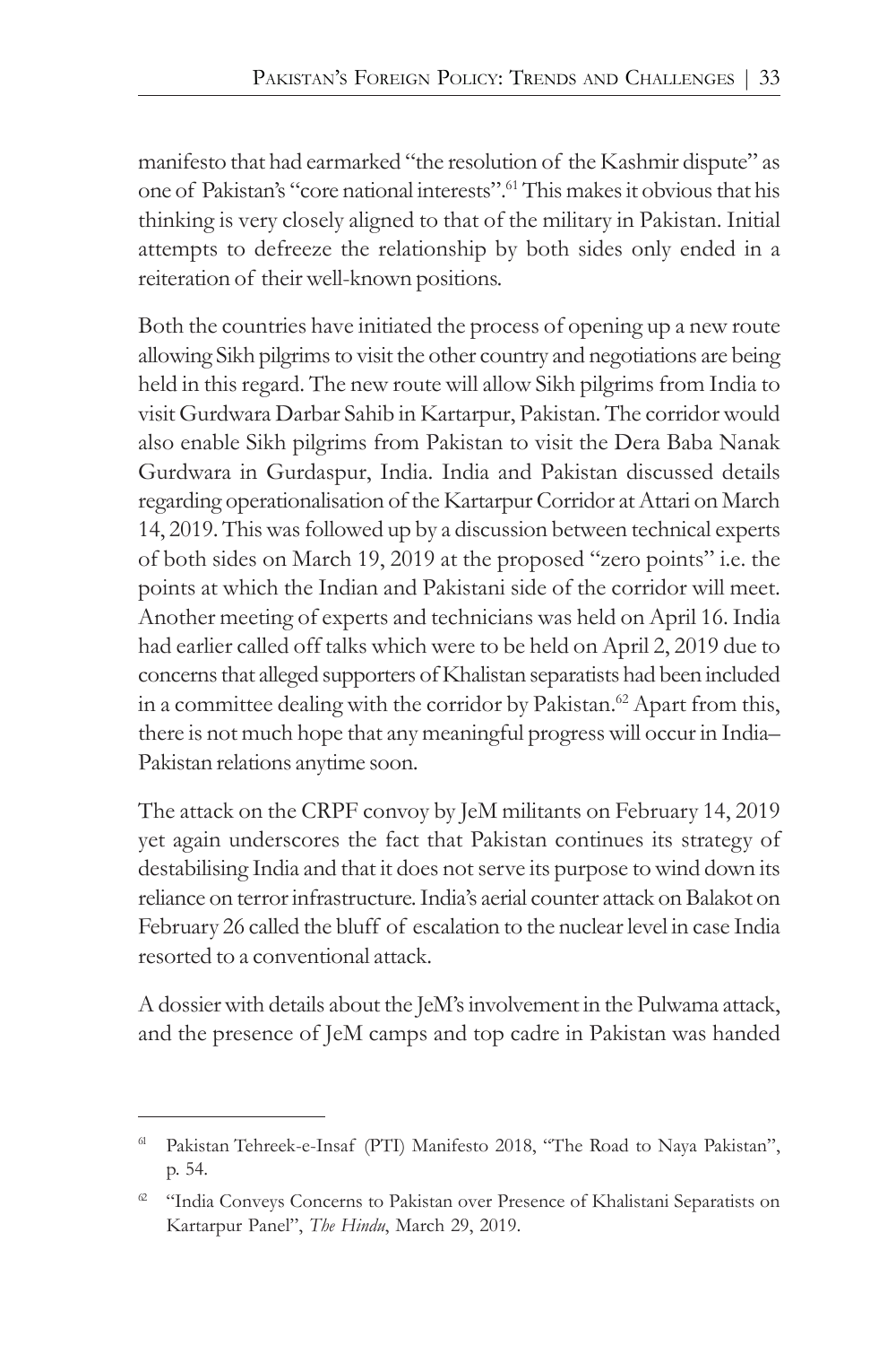manifesto that had earmarked "the resolution of the Kashmir dispute" as one of Pakistan's "core national interests".[61] This makes it obvious that his thinking is very closely aligned to that of the military in Pakistan. Initial attempts to defreeze the relationship by both sides only ended in a reiteration of their well-known positions.

Both the countries have initiated the process of opening up a new route allowing Sikh pilgrims to visit the other country and negotiations are being held in this regard. The new route will allow Sikh pilgrims from India to visit Gurdwara Darbar Sahib in Kartarpur, Pakistan. The corridor would also enable Sikh pilgrims from Pakistan to visit the Dera Baba Nanak Gurdwara in Gurdaspur, India. India and Pakistan discussed details regarding operationalisation of the Kartarpur Corridor at Attari on March 14, 2019. This was followed up by a discussion between technical experts of both sides on March 19, 2019 at the proposed "zero points" i.e. the points at which the Indian and Pakistani side of the corridor will meet. Another meeting of experts and technicians was held on April 16. India had earlier called off talks which were to be held on April 2, 2019 due to concerns that alleged supporters of Khalistan separatists had been included in a committee dealing with the corridor by Pakistan.[62] Apart from this, there is not much hope that any meaningful progress will occur in India–Pakistan relations anytime soon.

The attack on the CRPF convoy by JeM militants on February 14, 2019 yet again underscores the fact that Pakistan continues its strategy of destabilising India and that it does not serve its purpose to wind down its reliance on terror infrastructure. India's aerial counter attack on Balakot on February 26 called the bluff of escalation to the nuclear level in case India resorted to a conventional attack.

A dossier with details about the JeM's involvement in the Pulwama attack, and the presence of JeM camps and top cadre in Pakistan was handed

---

[61] Pakistan Tehreek-e-Insaf (PTI) Manifesto 2018, "The Road to Naya Pakistan", p. 54.

[62] "India Conveys Concerns to Pakistan over Presence of Khalistani Separatists on Kartarpur Panel", *The Hindu*, March 29, 2019.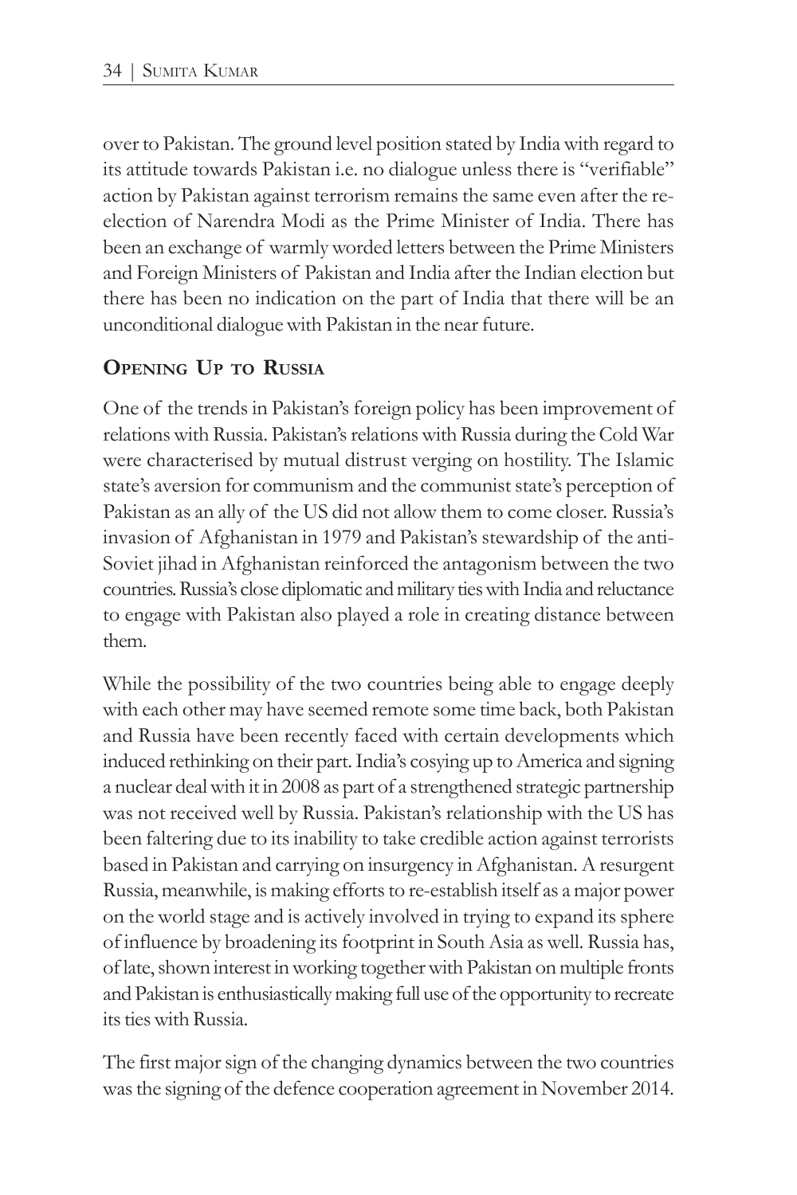over to Pakistan. The ground level position stated by India with regard to its attitude towards Pakistan i.e. no dialogue unless there is "verifiable" action by Pakistan against terrorism remains the same even after the re-election of Narendra Modi as the Prime Minister of India. There has been an exchange of warmly worded letters between the Prime Ministers and Foreign Ministers of Pakistan and India after the Indian election but there has been no indication on the part of India that there will be an unconditional dialogue with Pakistan in the near future.

## Opening Up to Russia

One of the trends in Pakistan's foreign policy has been improvement of relations with Russia. Pakistan's relations with Russia during the Cold War were characterised by mutual distrust verging on hostility. The Islamic state's aversion for communism and the communist state's perception of Pakistan as an ally of the US did not allow them to come closer. Russia's invasion of Afghanistan in 1979 and Pakistan's stewardship of the anti-Soviet jihad in Afghanistan reinforced the antagonism between the two countries. Russia's close diplomatic and military ties with India and reluctance to engage with Pakistan also played a role in creating distance between them.

While the possibility of the two countries being able to engage deeply with each other may have seemed remote some time back, both Pakistan and Russia have been recently faced with certain developments which induced rethinking on their part. India's cosying up to America and signing a nuclear deal with it in 2008 as part of a strengthened strategic partnership was not received well by Russia. Pakistan's relationship with the US has been faltering due to its inability to take credible action against terrorists based in Pakistan and carrying on insurgency in Afghanistan. A resurgent Russia, meanwhile, is making efforts to re-establish itself as a major power on the world stage and is actively involved in trying to expand its sphere of influence by broadening its footprint in South Asia as well. Russia has, of late, shown interest in working together with Pakistan on multiple fronts and Pakistan is enthusiastically making full use of the opportunity to recreate its ties with Russia.

The first major sign of the changing dynamics between the two countries was the signing of the defence cooperation agreement in November 2014.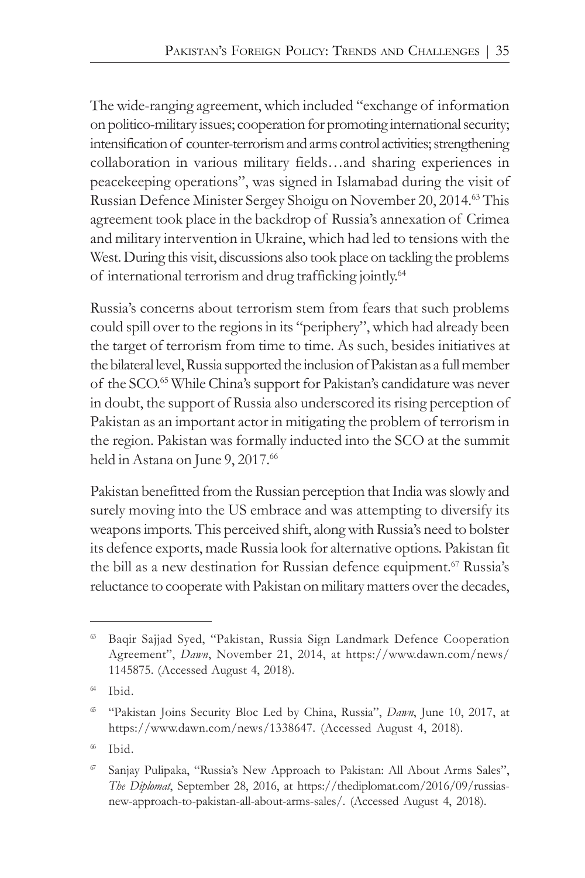The wide-ranging agreement, which included "exchange of information on politico-military issues; cooperation for promoting international security; intensification of counter-terrorism and arms control activities; strengthening collaboration in various military fields…and sharing experiences in peacekeeping operations", was signed in Islamabad during the visit of Russian Defence Minister Sergey Shoigu on November 20, 2014.[63] This agreement took place in the backdrop of Russia's annexation of Crimea and military intervention in Ukraine, which had led to tensions with the West. During this visit, discussions also took place on tackling the problems of international terrorism and drug trafficking jointly.[64]

Russia's concerns about terrorism stem from fears that such problems could spill over to the regions in its "periphery", which had already been the target of terrorism from time to time. As such, besides initiatives at the bilateral level, Russia supported the inclusion of Pakistan as a full member of the SCO.[65] While China's support for Pakistan's candidature was never in doubt, the support of Russia also underscored its rising perception of Pakistan as an important actor in mitigating the problem of terrorism in the region. Pakistan was formally inducted into the SCO at the summit held in Astana on June 9, 2017.[66]

Pakistan benefitted from the Russian perception that India was slowly and surely moving into the US embrace and was attempting to diversify its weapons imports. This perceived shift, along with Russia's need to bolster its defence exports, made Russia look for alternative options. Pakistan fit the bill as a new destination for Russian defence equipment.[67] Russia's reluctance to cooperate with Pakistan on military matters over the decades,

---

[63] Baqir Sajjad Syed, "Pakistan, Russia Sign Landmark Defence Cooperation Agreement", *Dawn*, November 21, 2014, at https://www.dawn.com/news/1145875. (Accessed August 4, 2018).

[64] Ibid.

[65] "Pakistan Joins Security Bloc Led by China, Russia", *Dawn*, June 10, 2017, at https://www.dawn.com/news/1338647. (Accessed August 4, 2018).

[66] Ibid.

[67] Sanjay Pulipaka, "Russia's New Approach to Pakistan: All About Arms Sales", *The Diplomat*, September 28, 2016, at https://thediplomat.com/2016/09/russias-new-approach-to-pakistan-all-about-arms-sales/. (Accessed August 4, 2018).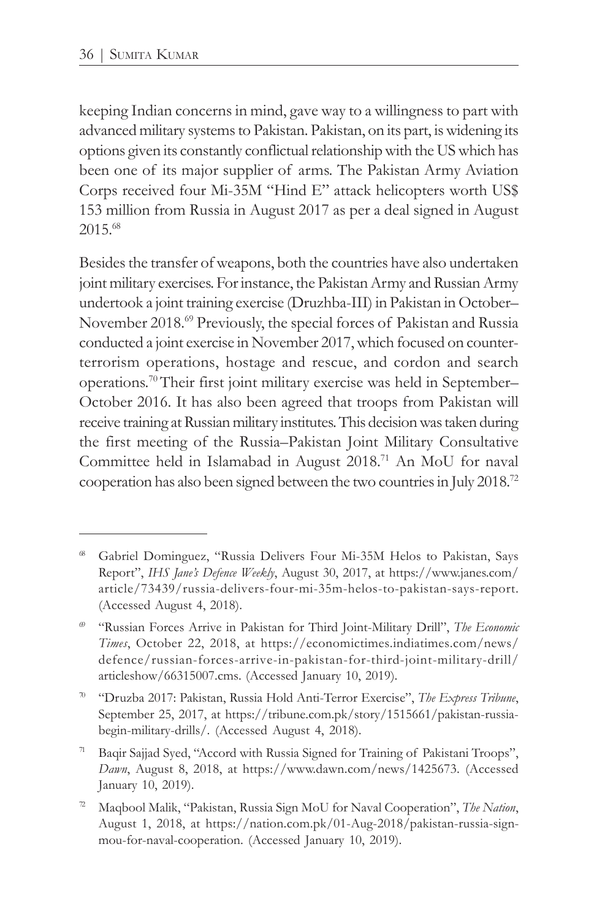keeping Indian concerns in mind, gave way to a willingness to part with advanced military systems to Pakistan. Pakistan, on its part, is widening its options given its constantly conflictual relationship with the US which has been one of its major supplier of arms. The Pakistan Army Aviation Corps received four Mi-35M "Hind E" attack helicopters worth US$ 153 million from Russia in August 2017 as per a deal signed in August 2015.[68]

Besides the transfer of weapons, both the countries have also undertaken joint military exercises. For instance, the Pakistan Army and Russian Army undertook a joint training exercise (Druzhba-III) in Pakistan in October–November 2018.[69] Previously, the special forces of Pakistan and Russia conducted a joint exercise in November 2017, which focused on counter-terrorism operations, hostage and rescue, and cordon and search operations.[70] Their first joint military exercise was held in September–October 2016. It has also been agreed that troops from Pakistan will receive training at Russian military institutes. This decision was taken during the first meeting of the Russia–Pakistan Joint Military Consultative Committee held in Islamabad in August 2018.[71] An MoU for naval cooperation has also been signed between the two countries in July 2018.[72]

---

[68] Gabriel Dominguez, "Russia Delivers Four Mi-35M Helos to Pakistan, Says Report", *IHS Jane's Defence Weekly*, August 30, 2017, at https://www.janes.com/article/73439/russia-delivers-four-mi-35m-helos-to-pakistan-says-report. (Accessed August 4, 2018).

[69] "Russian Forces Arrive in Pakistan for Third Joint-Military Drill", *The Economic Times*, October 22, 2018, at https://economictimes.indiatimes.com/news/defence/russian-forces-arrive-in-pakistan-for-third-joint-military-drill/articleshow/66315007.cms. (Accessed January 10, 2019).

[70] "Druzba 2017: Pakistan, Russia Hold Anti-Terror Exercise", *The Express Tribune*, September 25, 2017, at https://tribune.com.pk/story/1515661/pakistan-russia-begin-military-drills/. (Accessed August 4, 2018).

[71] Baqir Sajjad Syed, "Accord with Russia Signed for Training of Pakistani Troops", *Dawn*, August 8, 2018, at https://www.dawn.com/news/1425673. (Accessed January 10, 2019).

[72] Maqbool Malik, "Pakistan, Russia Sign MoU for Naval Cooperation", *The Nation*, August 1, 2018, at https://nation.com.pk/01-Aug-2018/pakistan-russia-sign-mou-for-naval-cooperation. (Accessed January 10, 2019).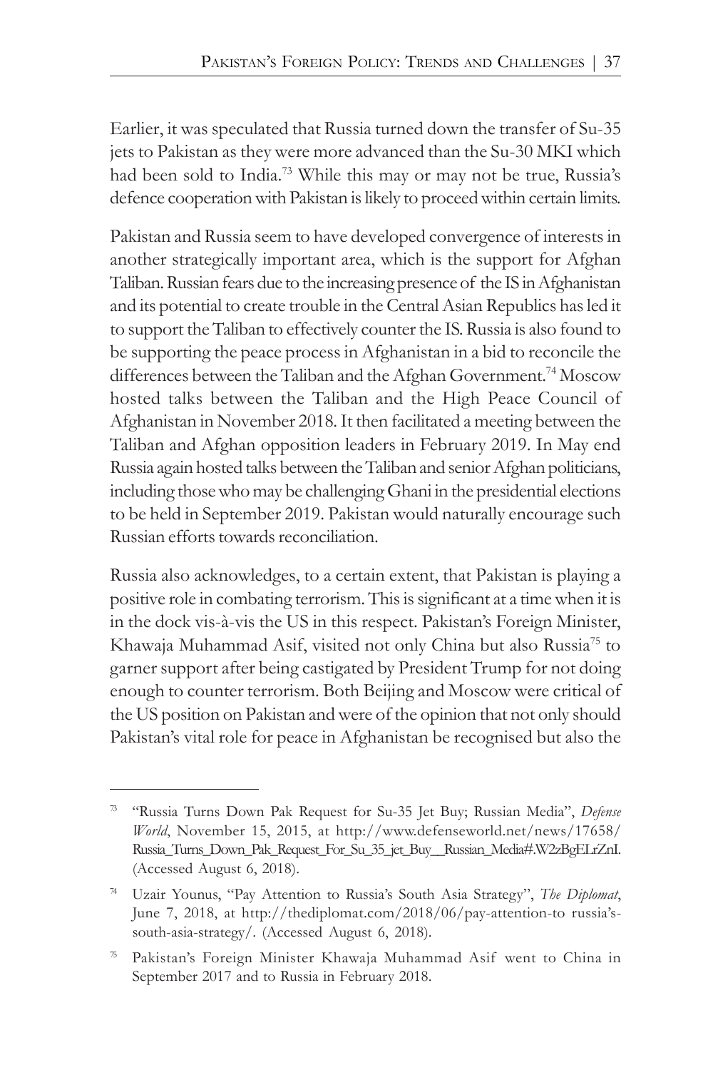Earlier, it was speculated that Russia turned down the transfer of Su-35 jets to Pakistan as they were more advanced than the Su-30 MKI which had been sold to India.[73] While this may or may not be true, Russia's defence cooperation with Pakistan is likely to proceed within certain limits.

Pakistan and Russia seem to have developed convergence of interests in another strategically important area, which is the support for Afghan Taliban. Russian fears due to the increasing presence of the IS in Afghanistan and its potential to create trouble in the Central Asian Republics has led it to support the Taliban to effectively counter the IS. Russia is also found to be supporting the peace process in Afghanistan in a bid to reconcile the differences between the Taliban and the Afghan Government.[74] Moscow hosted talks between the Taliban and the High Peace Council of Afghanistan in November 2018. It then facilitated a meeting between the Taliban and Afghan opposition leaders in February 2019. In May end Russia again hosted talks between the Taliban and senior Afghan politicians, including those who may be challenging Ghani in the presidential elections to be held in September 2019. Pakistan would naturally encourage such Russian efforts towards reconciliation.

Russia also acknowledges, to a certain extent, that Pakistan is playing a positive role in combating terrorism. This is significant at a time when it is in the dock vis-à-vis the US in this respect. Pakistan's Foreign Minister, Khawaja Muhammad Asif, visited not only China but also Russia[75] to garner support after being castigated by President Trump for not doing enough to counter terrorism. Both Beijing and Moscow were critical of the US position on Pakistan and were of the opinion that not only should Pakistan's vital role for peace in Afghanistan be recognised but also the

---

[73] "Russia Turns Down Pak Request for Su-35 Jet Buy; Russian Media", *Defense World*, November 15, 2015, at http://www.defenseworld.net/news/17658/Russia_Turns_Down_Pak_Request_For_Su_35_jet_Buy__Russian_Media#.W2zBgELrZnI. (Accessed August 6, 2018).

[74] Uzair Younus, "Pay Attention to Russia's South Asia Strategy", *The Diplomat*, June 7, 2018, at http://thediplomat.com/2018/06/pay-attention-to russia's-south-asia-strategy/. (Accessed August 6, 2018).

[75] Pakistan's Foreign Minister Khawaja Muhammad Asif went to China in September 2017 and to Russia in February 2018.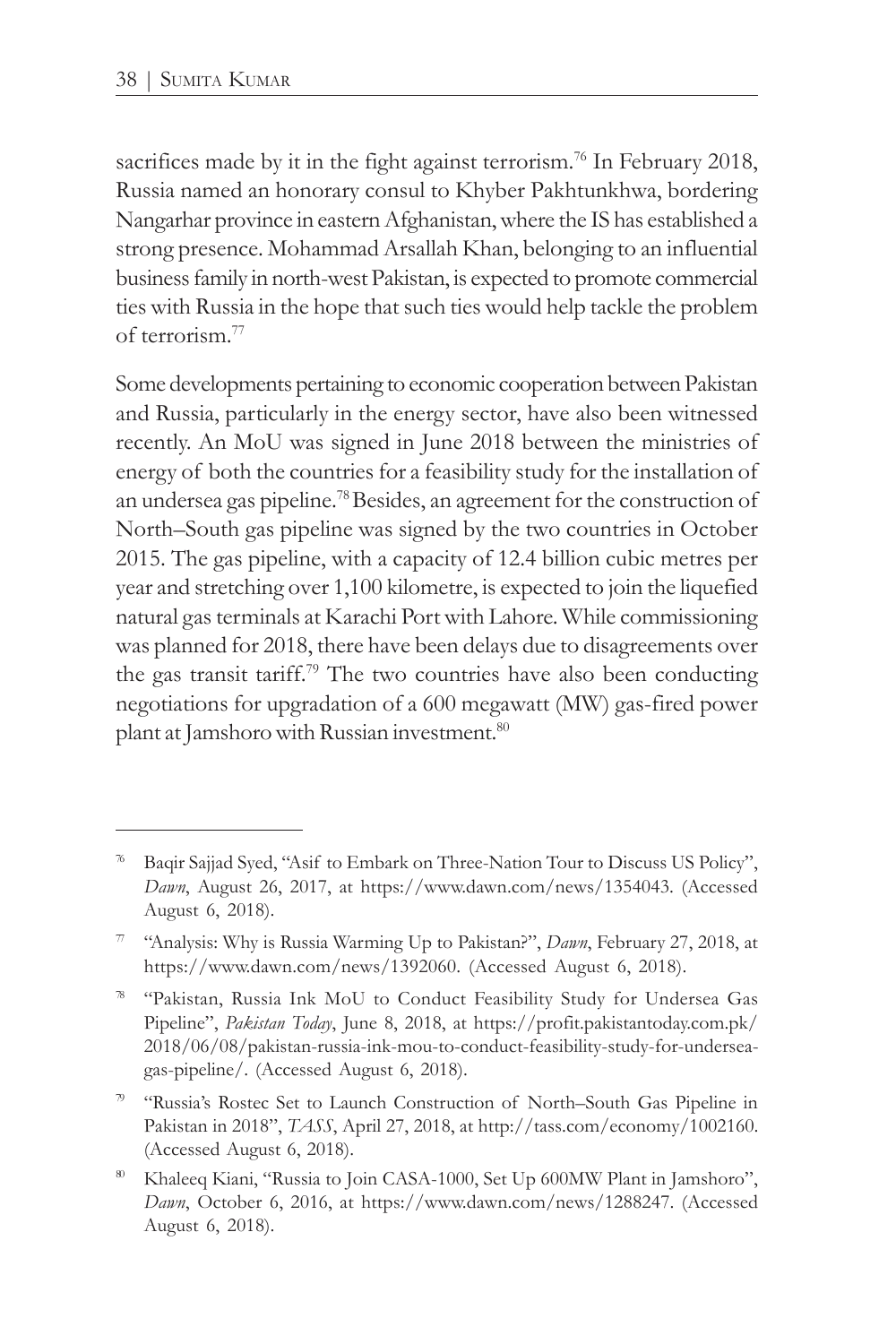sacrifices made by it in the fight against terrorism.[76] In February 2018, Russia named an honorary consul to Khyber Pakhtunkhwa, bordering Nangarhar province in eastern Afghanistan, where the IS has established a strong presence. Mohammad Arsallah Khan, belonging to an influential business family in north-west Pakistan, is expected to promote commercial ties with Russia in the hope that such ties would help tackle the problem of terrorism.[77]

Some developments pertaining to economic cooperation between Pakistan and Russia, particularly in the energy sector, have also been witnessed recently. An MoU was signed in June 2018 between the ministries of energy of both the countries for a feasibility study for the installation of an undersea gas pipeline.[78] Besides, an agreement for the construction of North–South gas pipeline was signed by the two countries in October 2015. The gas pipeline, with a capacity of 12.4 billion cubic metres per year and stretching over 1,100 kilometre, is expected to join the liquefied natural gas terminals at Karachi Port with Lahore. While commissioning was planned for 2018, there have been delays due to disagreements over the gas transit tariff.[79] The two countries have also been conducting negotiations for upgradation of a 600 megawatt (MW) gas-fired power plant at Jamshoro with Russian investment.[80]

---

[76] Baqir Sajjad Syed, "Asif to Embark on Three-Nation Tour to Discuss US Policy", *Dawn*, August 26, 2017, at https://www.dawn.com/news/1354043. (Accessed August 6, 2018).

[77] "Analysis: Why is Russia Warming Up to Pakistan?", *Dawn*, February 27, 2018, at https://www.dawn.com/news/1392060. (Accessed August 6, 2018).

[78] "Pakistan, Russia Ink MoU to Conduct Feasibility Study for Undersea Gas Pipeline", *Pakistan Today*, June 8, 2018, at https://profit.pakistantoday.com.pk/2018/06/08/pakistan-russia-ink-mou-to-conduct-feasibility-study-for-undersea-gas-pipeline/. (Accessed August 6, 2018).

[79] "Russia's Rostec Set to Launch Construction of North–South Gas Pipeline in Pakistan in 2018", *TASS*, April 27, 2018, at http://tass.com/economy/1002160. (Accessed August 6, 2018).

[80] Khaleeq Kiani, "Russia to Join CASA-1000, Set Up 600MW Plant in Jamshoro", *Dawn*, October 6, 2016, at https://www.dawn.com/news/1288247. (Accessed August 6, 2018).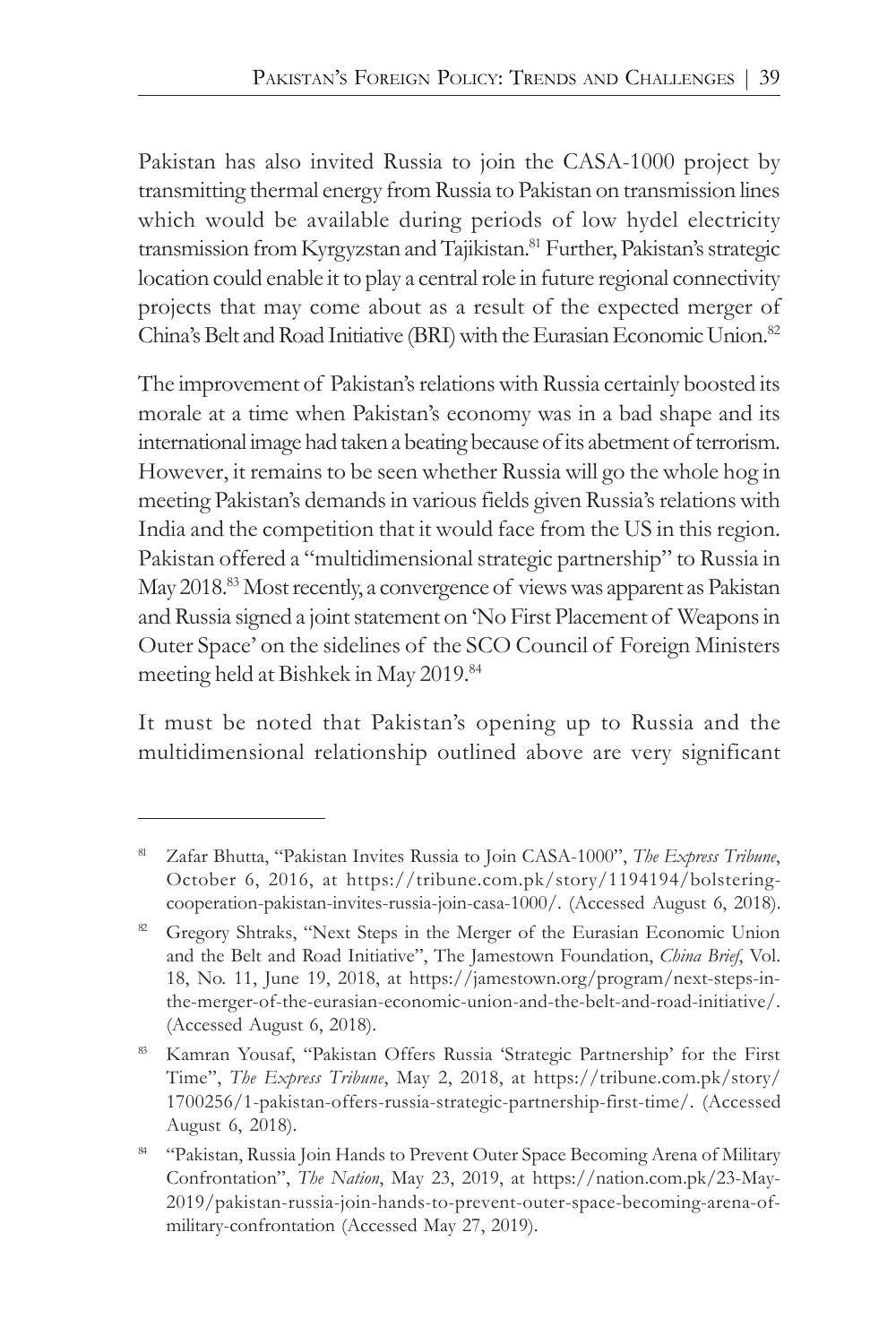Pakistan has also invited Russia to join the CASA-1000 project by transmitting thermal energy from Russia to Pakistan on transmission lines which would be available during periods of low hydel electricity transmission from Kyrgyzstan and Tajikistan.[81] Further, Pakistan's strategic location could enable it to play a central role in future regional connectivity projects that may come about as a result of the expected merger of China's Belt and Road Initiative (BRI) with the Eurasian Economic Union.[82]

The improvement of Pakistan's relations with Russia certainly boosted its morale at a time when Pakistan's economy was in a bad shape and its international image had taken a beating because of its abetment of terrorism. However, it remains to be seen whether Russia will go the whole hog in meeting Pakistan's demands in various fields given Russia's relations with India and the competition that it would face from the US in this region. Pakistan offered a "multidimensional strategic partnership" to Russia in May 2018.[83] Most recently, a convergence of views was apparent as Pakistan and Russia signed a joint statement on 'No First Placement of Weapons in Outer Space' on the sidelines of the SCO Council of Foreign Ministers meeting held at Bishkek in May 2019.[84]

It must be noted that Pakistan's opening up to Russia and the multidimensional relationship outlined above are very significant

---

[81] Zafar Bhutta, "Pakistan Invites Russia to Join CASA-1000", *The Express Tribune*, October 6, 2016, at https://tribune.com.pk/story/1194194/bolstering-cooperation-pakistan-invites-russia-join-casa-1000/. (Accessed August 6, 2018).

[82] Gregory Shtraks, "Next Steps in the Merger of the Eurasian Economic Union and the Belt and Road Initiative", The Jamestown Foundation, *China Brief*, Vol. 18, No. 11, June 19, 2018, at https://jamestown.org/program/next-steps-in-the-merger-of-the-eurasian-economic-union-and-the-belt-and-road-initiative/. (Accessed August 6, 2018).

[83] Kamran Yousaf, "Pakistan Offers Russia 'Strategic Partnership' for the First Time", *The Express Tribune*, May 2, 2018, at https://tribune.com.pk/story/1700256/1-pakistan-offers-russia-strategic-partnership-first-time/. (Accessed August 6, 2018).

[84] "Pakistan, Russia Join Hands to Prevent Outer Space Becoming Arena of Military Confrontation", *The Nation*, May 23, 2019, at https://nation.com.pk/23-May-2019/pakistan-russia-join-hands-to-prevent-outer-space-becoming-arena-of-military-confrontation (Accessed May 27, 2019).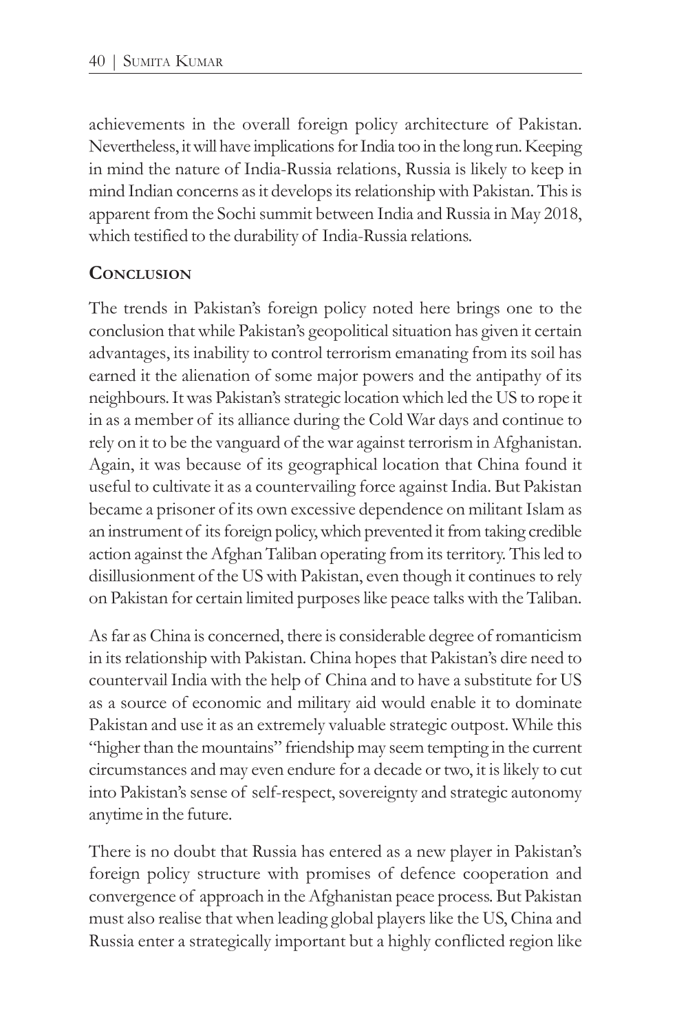achievements in the overall foreign policy architecture of Pakistan. Nevertheless, it will have implications for India too in the long run. Keeping in mind the nature of India-Russia relations, Russia is likely to keep in mind Indian concerns as it develops its relationship with Pakistan. This is apparent from the Sochi summit between India and Russia in May 2018, which testified to the durability of India-Russia relations.

## Conclusion

The trends in Pakistan's foreign policy noted here brings one to the conclusion that while Pakistan's geopolitical situation has given it certain advantages, its inability to control terrorism emanating from its soil has earned it the alienation of some major powers and the antipathy of its neighbours. It was Pakistan's strategic location which led the US to rope it in as a member of its alliance during the Cold War days and continue to rely on it to be the vanguard of the war against terrorism in Afghanistan. Again, it was because of its geographical location that China found it useful to cultivate it as a countervailing force against India. But Pakistan became a prisoner of its own excessive dependence on militant Islam as an instrument of its foreign policy, which prevented it from taking credible action against the Afghan Taliban operating from its territory. This led to disillusionment of the US with Pakistan, even though it continues to rely on Pakistan for certain limited purposes like peace talks with the Taliban.

As far as China is concerned, there is considerable degree of romanticism in its relationship with Pakistan. China hopes that Pakistan's dire need to countervail India with the help of China and to have a substitute for US as a source of economic and military aid would enable it to dominate Pakistan and use it as an extremely valuable strategic outpost. While this "higher than the mountains" friendship may seem tempting in the current circumstances and may even endure for a decade or two, it is likely to cut into Pakistan's sense of self-respect, sovereignty and strategic autonomy anytime in the future.

There is no doubt that Russia has entered as a new player in Pakistan's foreign policy structure with promises of defence cooperation and convergence of approach in the Afghanistan peace process. But Pakistan must also realise that when leading global players like the US, China and Russia enter a strategically important but a highly conflicted region like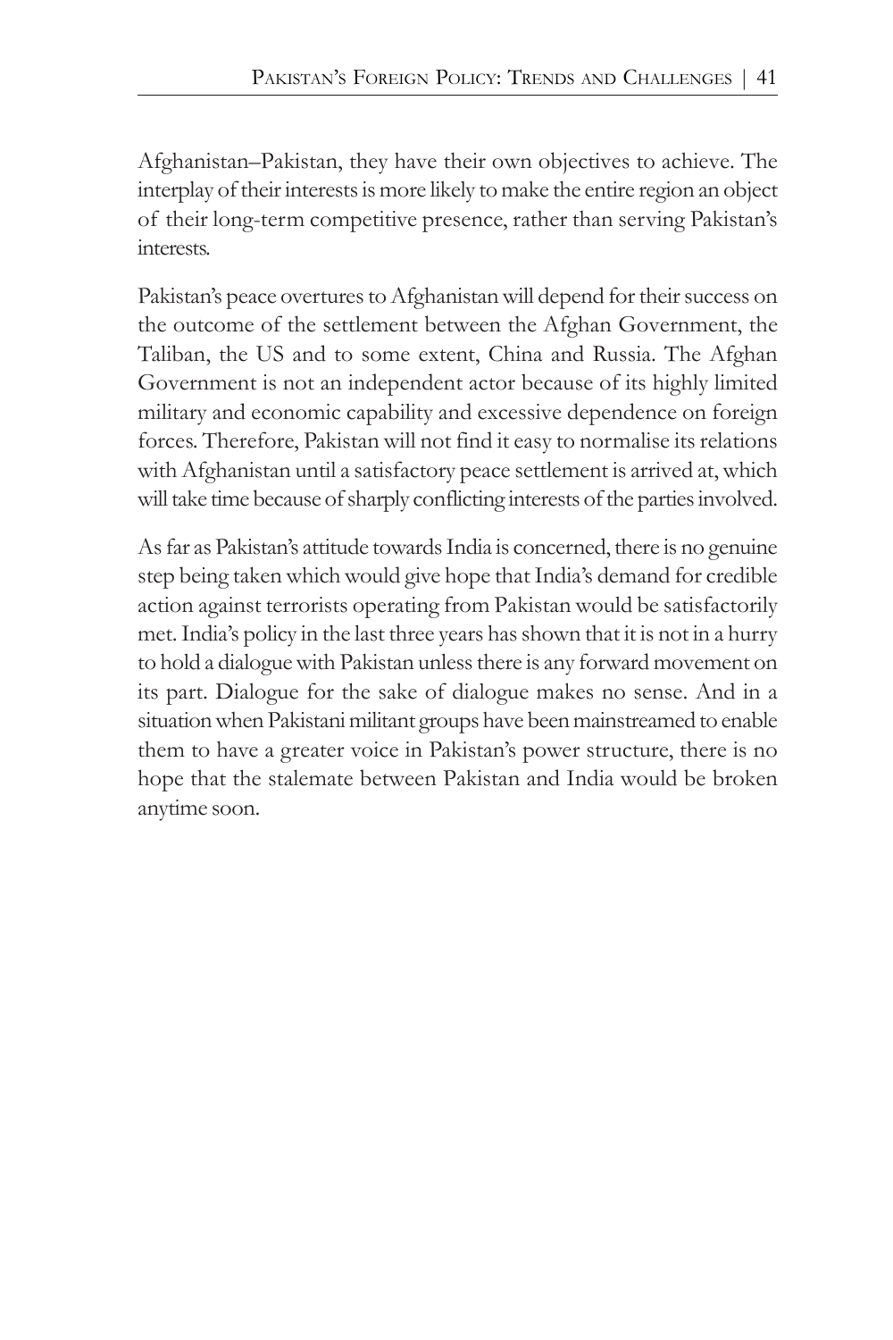Afghanistan–Pakistan, they have their own objectives to achieve. The interplay of their interests is more likely to make the entire region an object of their long-term competitive presence, rather than serving Pakistan's interests.

Pakistan's peace overtures to Afghanistan will depend for their success on the outcome of the settlement between the Afghan Government, the Taliban, the US and to some extent, China and Russia. The Afghan Government is not an independent actor because of its highly limited military and economic capability and excessive dependence on foreign forces. Therefore, Pakistan will not find it easy to normalise its relations with Afghanistan until a satisfactory peace settlement is arrived at, which will take time because of sharply conflicting interests of the parties involved.

As far as Pakistan's attitude towards India is concerned, there is no genuine step being taken which would give hope that India's demand for credible action against terrorists operating from Pakistan would be satisfactorily met. India's policy in the last three years has shown that it is not in a hurry to hold a dialogue with Pakistan unless there is any forward movement on its part. Dialogue for the sake of dialogue makes no sense. And in a situation when Pakistani militant groups have been mainstreamed to enable them to have a greater voice in Pakistan's power structure, there is no hope that the stalemate between Pakistan and India would be broken anytime soon.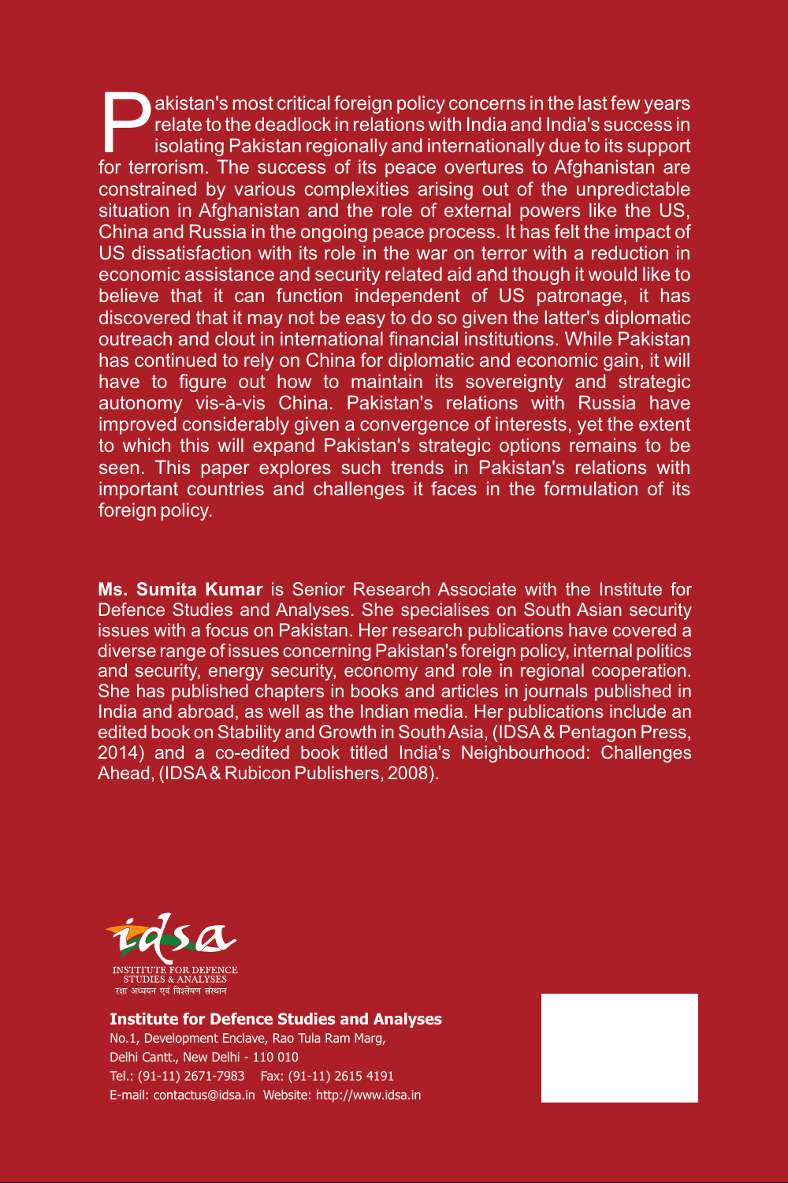Pakistan's most critical foreign policy concerns in the last few years relate to the deadlock in relations with India and India's success in isolating Pakistan regionally and internationally due to its support for terrorism. The success of its peace overtures to Afghanistan are constrained by various complexities arising out of the unpredictable situation in Afghanistan and the role of external powers like the US, China and Russia in the ongoing peace process. It has felt the impact of US dissatisfaction with its role in the war on terror with a reduction in economic assistance and security related aid and though it would like to believe that it can function independent of US patronage, it has discovered that it may not be easy to do so given the latter's diplomatic outreach and clout in international financial institutions. While Pakistan has continued to rely on China for diplomatic and economic gain, it will have to figure out how to maintain its sovereignty and strategic autonomy vis-à-vis China. Pakistan's relations with Russia have improved considerably given a convergence of interests, yet the extent to which this will expand Pakistan's strategic options remains to be seen. This paper explores such trends in Pakistan's relations with important countries and challenges it faces in the formulation of its foreign policy.

**Ms. Sumita Kumar** is Senior Research Associate with the Institute for Defence Studies and Analyses. She specialises on South Asian security issues with a focus on Pakistan. Her research publications have covered a diverse range of issues concerning Pakistan's foreign policy, internal politics and security, energy security, economy and role in regional cooperation. She has published chapters in books and articles in journals published in India and abroad, as well as the Indian media. Her publications include an edited book on Stability and Growth in South Asia, (IDSA & Pentagon Press, 2014) and a co-edited book titled India's Neighbourhood: Challenges Ahead, (IDSA & Rubicon Publishers, 2008).

idsa
INSTITUTE FOR DEFENCE STUDIES & ANALYSES
रक्षा अध्ययन एवं विश्लेषण संस्थान

**Institute for Defence Studies and Analyses**
No.1, Development Enclave, Rao Tula Ram Marg,
Delhi Cantt., New Delhi - 110 010
Tel.: (91-11) 2671-7983 Fax: (91-11) 2615 4191
E-mail: contactus@idsa.in Website: http://www.idsa.in